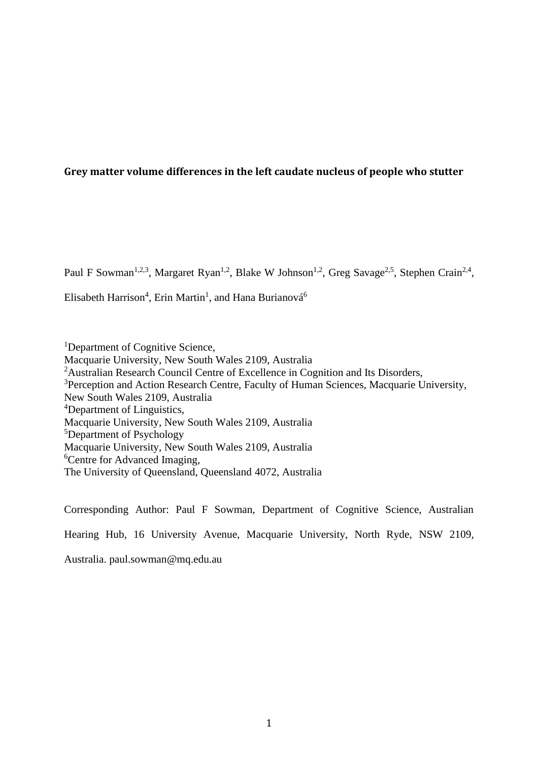# Grey matter volume differences in the left caudate nucleus of people who stutter

Paul F Sowman[1,2,3], Margaret Ryan[1,2], Blake W Johnson[1,2], Greg Savage[2,5], Stephen Crain[2,4], Elisabeth Harrison[4], Erin Martin[1], and Hana Burianová[6]

[1]Department of Cognitive Science,
Macquarie University, New South Wales 2109, Australia
[2]Australian Research Council Centre of Excellence in Cognition and Its Disorders,
[3]Perception and Action Research Centre, Faculty of Human Sciences, Macquarie University, New South Wales 2109, Australia
[4]Department of Linguistics,
Macquarie University, New South Wales 2109, Australia
[5]Department of Psychology
Macquarie University, New South Wales 2109, Australia
[6]Centre for Advanced Imaging,
The University of Queensland, Queensland 4072, Australia

Corresponding Author: Paul F Sowman, Department of Cognitive Science, Australian Hearing Hub, 16 University Avenue, Macquarie University, North Ryde, NSW 2109, Australia. paul.sowman@mq.edu.au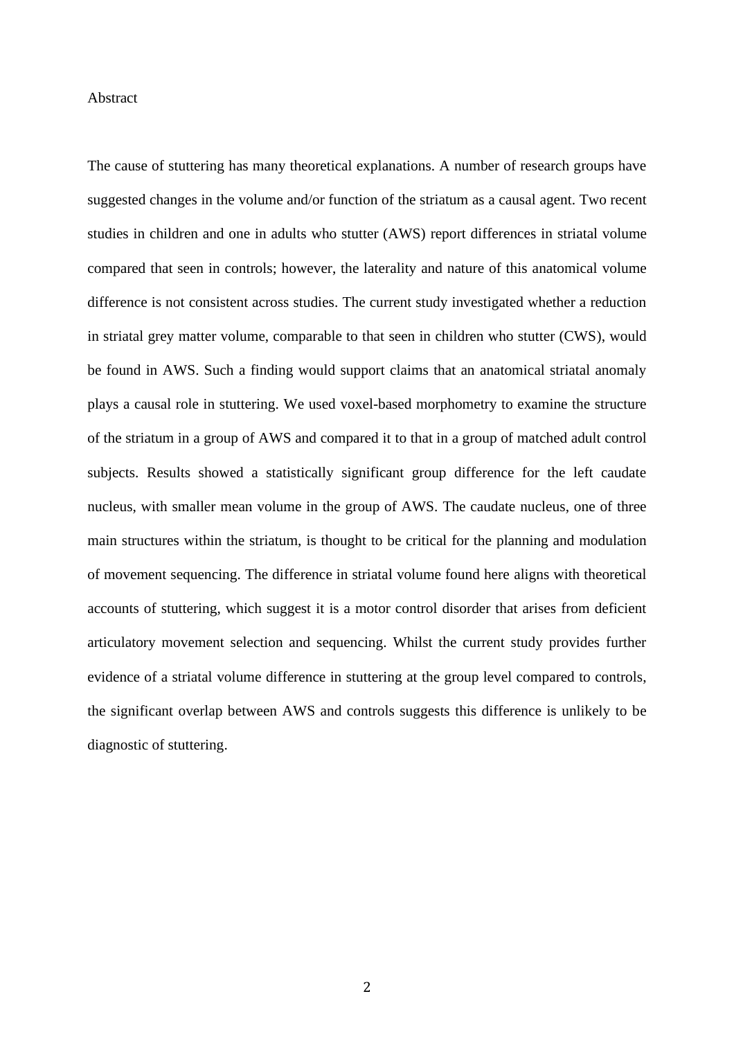# Abstract

The cause of stuttering has many theoretical explanations. A number of research groups have suggested changes in the volume and/or function of the striatum as a causal agent. Two recent studies in children and one in adults who stutter (AWS) report differences in striatal volume compared that seen in controls; however, the laterality and nature of this anatomical volume difference is not consistent across studies. The current study investigated whether a reduction in striatal grey matter volume, comparable to that seen in children who stutter (CWS), would be found in AWS. Such a finding would support claims that an anatomical striatal anomaly plays a causal role in stuttering. We used voxel-based morphometry to examine the structure of the striatum in a group of AWS and compared it to that in a group of matched adult control subjects. Results showed a statistically significant group difference for the left caudate nucleus, with smaller mean volume in the group of AWS. The caudate nucleus, one of three main structures within the striatum, is thought to be critical for the planning and modulation of movement sequencing. The difference in striatal volume found here aligns with theoretical accounts of stuttering, which suggest it is a motor control disorder that arises from deficient articulatory movement selection and sequencing. Whilst the current study provides further evidence of a striatal volume difference in stuttering at the group level compared to controls, the significant overlap between AWS and controls suggests this difference is unlikely to be diagnostic of stuttering.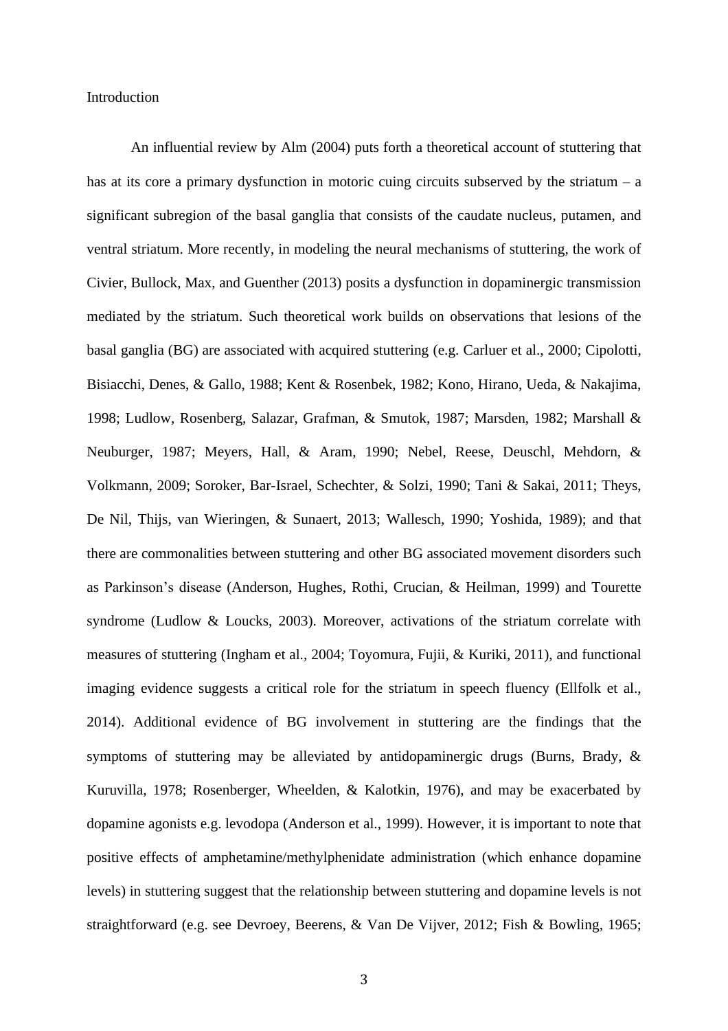## Introduction

An influential review by Alm (2004) puts forth a theoretical account of stuttering that has at its core a primary dysfunction in motoric cuing circuits subserved by the striatum – a significant subregion of the basal ganglia that consists of the caudate nucleus, putamen, and ventral striatum. More recently, in modeling the neural mechanisms of stuttering, the work of Civier, Bullock, Max, and Guenther (2013) posits a dysfunction in dopaminergic transmission mediated by the striatum. Such theoretical work builds on observations that lesions of the basal ganglia (BG) are associated with acquired stuttering (e.g. Carluer et al., 2000; Cipolotti, Bisiacchi, Denes, & Gallo, 1988; Kent & Rosenbek, 1982; Kono, Hirano, Ueda, & Nakajima, 1998; Ludlow, Rosenberg, Salazar, Grafman, & Smutok, 1987; Marsden, 1982; Marshall & Neuburger, 1987; Meyers, Hall, & Aram, 1990; Nebel, Reese, Deuschl, Mehdorn, & Volkmann, 2009; Soroker, Bar-Israel, Schechter, & Solzi, 1990; Tani & Sakai, 2011; Theys, De Nil, Thijs, van Wieringen, & Sunaert, 2013; Wallesch, 1990; Yoshida, 1989); and that there are commonalities between stuttering and other BG associated movement disorders such as Parkinson's disease (Anderson, Hughes, Rothi, Crucian, & Heilman, 1999) and Tourette syndrome (Ludlow & Loucks, 2003). Moreover, activations of the striatum correlate with measures of stuttering (Ingham et al., 2004; Toyomura, Fujii, & Kuriki, 2011), and functional imaging evidence suggests a critical role for the striatum in speech fluency (Ellfolk et al., 2014). Additional evidence of BG involvement in stuttering are the findings that the symptoms of stuttering may be alleviated by antidopaminergic drugs (Burns, Brady, & Kuruvilla, 1978; Rosenberger, Wheelden, & Kalotkin, 1976), and may be exacerbated by dopamine agonists e.g. levodopa (Anderson et al., 1999). However, it is important to note that positive effects of amphetamine/methylphenidate administration (which enhance dopamine levels) in stuttering suggest that the relationship between stuttering and dopamine levels is not straightforward (e.g. see Devroey, Beerens, & Van De Vijver, 2012; Fish & Bowling, 1965;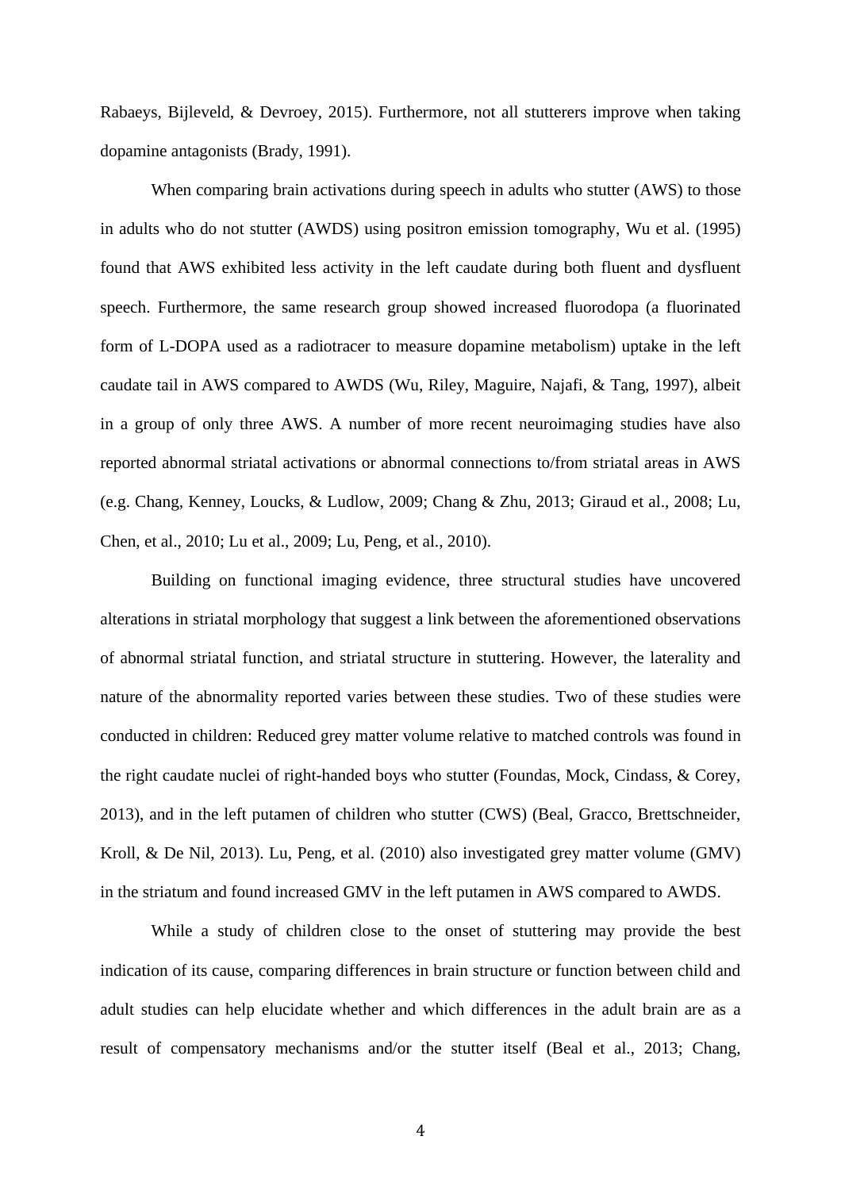Rabaeys, Bijleveld, & Devroey, 2015). Furthermore, not all stutterers improve when taking dopamine antagonists (Brady, 1991).

When comparing brain activations during speech in adults who stutter (AWS) to those in adults who do not stutter (AWDS) using positron emission tomography, Wu et al. (1995) found that AWS exhibited less activity in the left caudate during both fluent and dysfluent speech. Furthermore, the same research group showed increased fluorodopa (a fluorinated form of L-DOPA used as a radiotracer to measure dopamine metabolism) uptake in the left caudate tail in AWS compared to AWDS (Wu, Riley, Maguire, Najafi, & Tang, 1997), albeit in a group of only three AWS. A number of more recent neuroimaging studies have also reported abnormal striatal activations or abnormal connections to/from striatal areas in AWS (e.g. Chang, Kenney, Loucks, & Ludlow, 2009; Chang & Zhu, 2013; Giraud et al., 2008; Lu, Chen, et al., 2010; Lu et al., 2009; Lu, Peng, et al., 2010).

Building on functional imaging evidence, three structural studies have uncovered alterations in striatal morphology that suggest a link between the aforementioned observations of abnormal striatal function, and striatal structure in stuttering. However, the laterality and nature of the abnormality reported varies between these studies. Two of these studies were conducted in children: Reduced grey matter volume relative to matched controls was found in the right caudate nuclei of right-handed boys who stutter (Foundas, Mock, Cindass, & Corey, 2013), and in the left putamen of children who stutter (CWS) (Beal, Gracco, Brettschneider, Kroll, & De Nil, 2013). Lu, Peng, et al. (2010) also investigated grey matter volume (GMV) in the striatum and found increased GMV in the left putamen in AWS compared to AWDS.

While a study of children close to the onset of stuttering may provide the best indication of its cause, comparing differences in brain structure or function between child and adult studies can help elucidate whether and which differences in the adult brain are as a result of compensatory mechanisms and/or the stutter itself (Beal et al., 2013; Chang,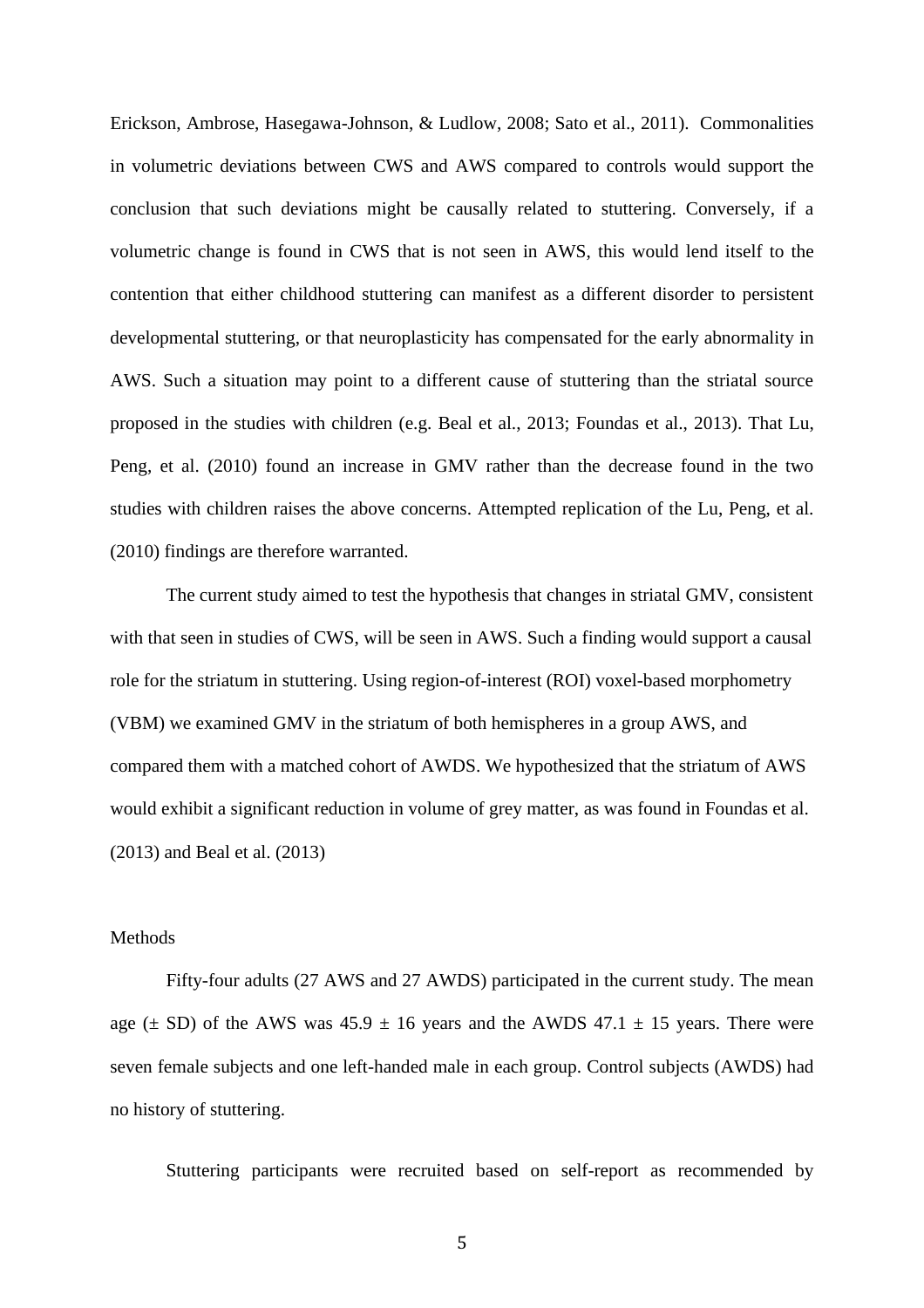Erickson, Ambrose, Hasegawa-Johnson, & Ludlow, 2008; Sato et al., 2011). Commonalities in volumetric deviations between CWS and AWS compared to controls would support the conclusion that such deviations might be causally related to stuttering. Conversely, if a volumetric change is found in CWS that is not seen in AWS, this would lend itself to the contention that either childhood stuttering can manifest as a different disorder to persistent developmental stuttering, or that neuroplasticity has compensated for the early abnormality in AWS. Such a situation may point to a different cause of stuttering than the striatal source proposed in the studies with children (e.g. Beal et al., 2013; Foundas et al., 2013). That Lu, Peng, et al. (2010) found an increase in GMV rather than the decrease found in the two studies with children raises the above concerns. Attempted replication of the Lu, Peng, et al. (2010) findings are therefore warranted.

The current study aimed to test the hypothesis that changes in striatal GMV, consistent with that seen in studies of CWS, will be seen in AWS. Such a finding would support a causal role for the striatum in stuttering. Using region-of-interest (ROI) voxel-based morphometry (VBM) we examined GMV in the striatum of both hemispheres in a group AWS, and compared them with a matched cohort of AWDS. We hypothesized that the striatum of AWS would exhibit a significant reduction in volume of grey matter, as was found in Foundas et al. (2013) and Beal et al. (2013)

## Methods

Fifty-four adults (27 AWS and 27 AWDS) participated in the current study. The mean age (± SD) of the AWS was 45.9 ± 16 years and the AWDS 47.1 ± 15 years. There were seven female subjects and one left-handed male in each group. Control subjects (AWDS) had no history of stuttering.

Stuttering participants were recruited based on self-report as recommended by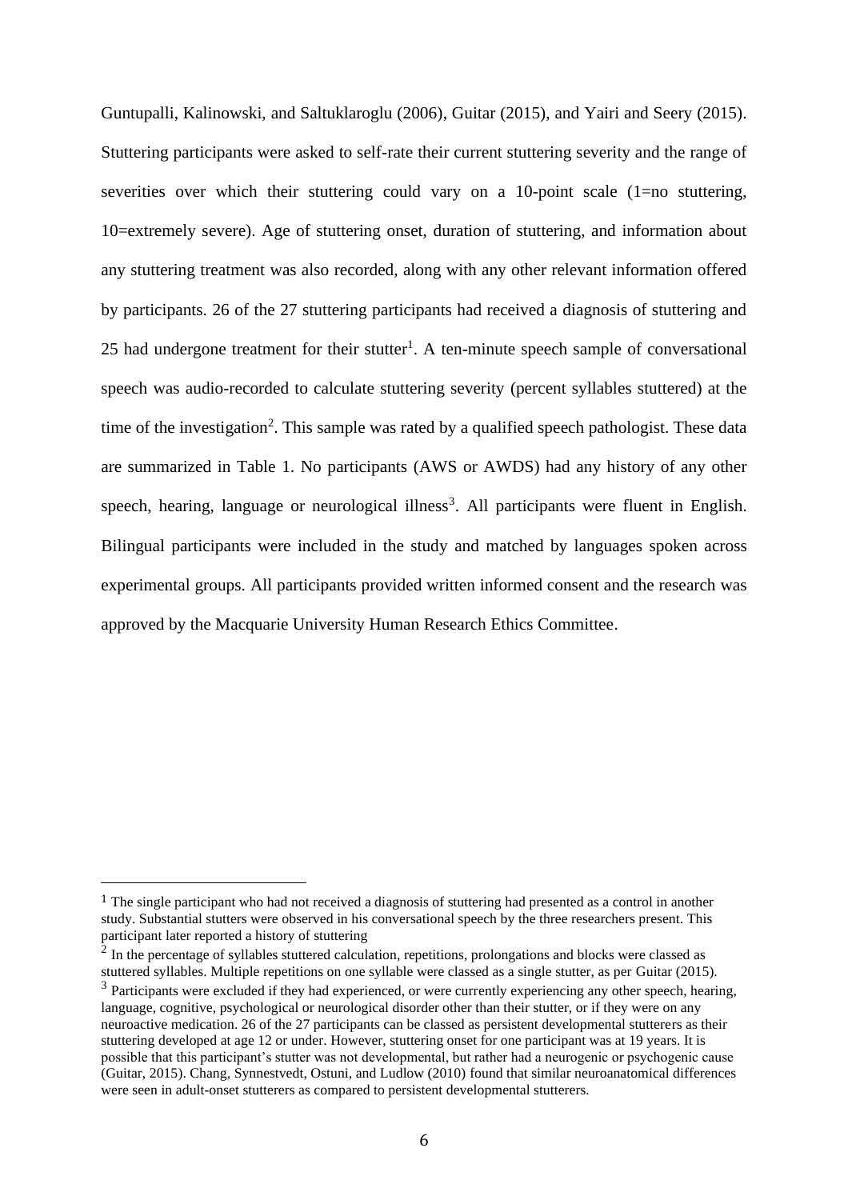Guntupalli, Kalinowski, and Saltuklaroglu (2006), Guitar (2015), and Yairi and Seery (2015). Stuttering participants were asked to self-rate their current stuttering severity and the range of severities over which their stuttering could vary on a 10-point scale (1=no stuttering, 10=extremely severe). Age of stuttering onset, duration of stuttering, and information about any stuttering treatment was also recorded, along with any other relevant information offered by participants. 26 of the 27 stuttering participants had received a diagnosis of stuttering and 25 had undergone treatment for their stutter[1]. A ten-minute speech sample of conversational speech was audio-recorded to calculate stuttering severity (percent syllables stuttered) at the time of the investigation[2]. This sample was rated by a qualified speech pathologist. These data are summarized in Table 1. No participants (AWS or AWDS) had any history of any other speech, hearing, language or neurological illness[3]. All participants were fluent in English. Bilingual participants were included in the study and matched by languages spoken across experimental groups. All participants provided written informed consent and the research was approved by the Macquarie University Human Research Ethics Committee.

---

[1] The single participant who had not received a diagnosis of stuttering had presented as a control in another study. Substantial stutters were observed in his conversational speech by the three researchers present. This participant later reported a history of stuttering

[2] In the percentage of syllables stuttered calculation, repetitions, prolongations and blocks were classed as stuttered syllables. Multiple repetitions on one syllable were classed as a single stutter, as per Guitar (2015).

[3] Participants were excluded if they had experienced, or were currently experiencing any other speech, hearing, language, cognitive, psychological or neurological disorder other than their stutter, or if they were on any neuroactive medication. 26 of the 27 participants can be classed as persistent developmental stutterers as their stuttering developed at age 12 or under. However, stuttering onset for one participant was at 19 years. It is possible that this participant's stutter was not developmental, but rather had a neurogenic or psychogenic cause (Guitar, 2015). Chang, Synnestvedt, Ostuni, and Ludlow (2010) found that similar neuroanatomical differences were seen in adult-onset stutterers as compared to persistent developmental stutterers.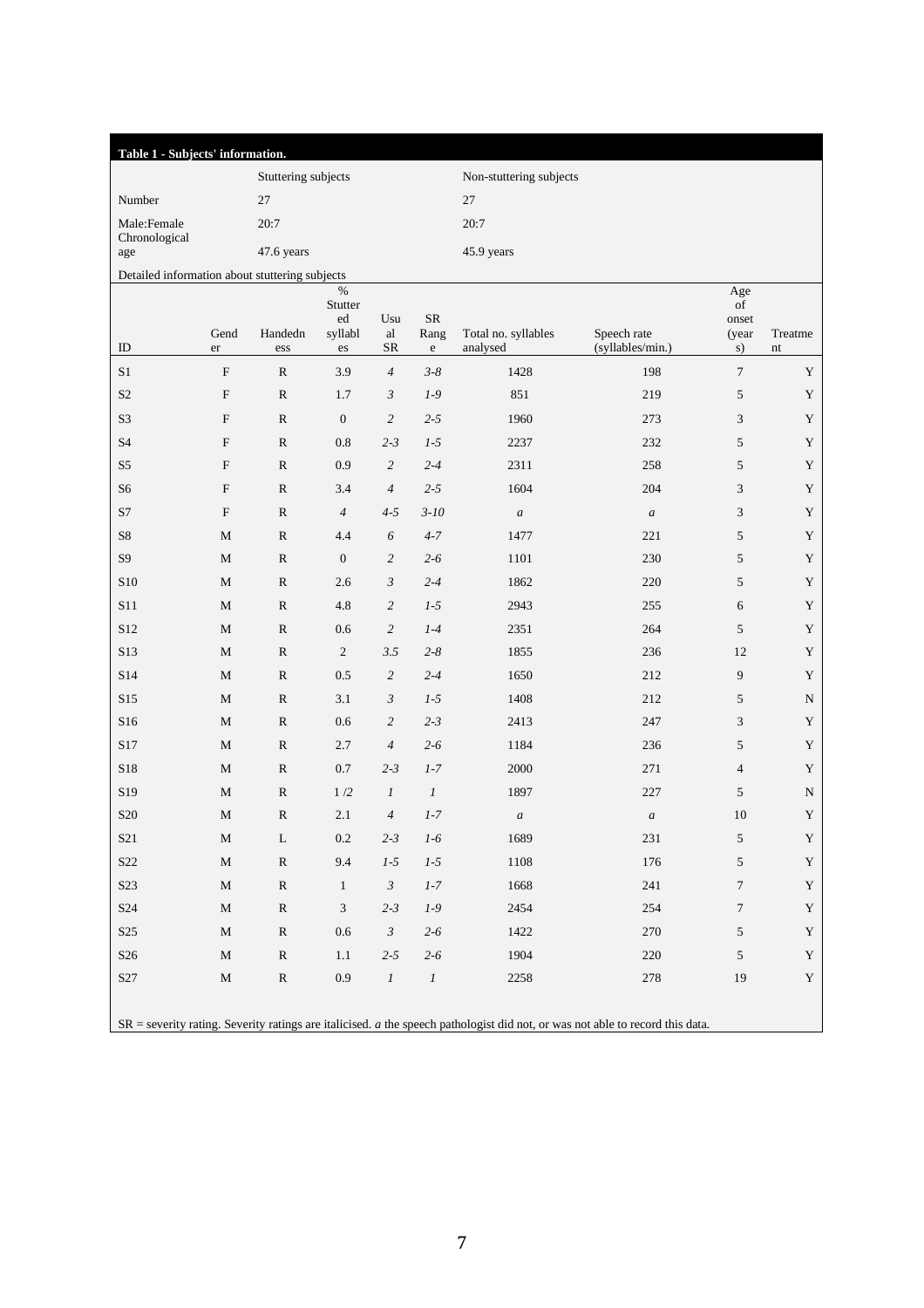**Table 1 - Subjects' information.**

| | Stuttering subjects | Non-stuttering subjects |
|---|---|---|
| Number | 27 | 27 |
| Male:Female | 20:7 | 20:7 |
| Chronological age | 47.6 years | 45.9 years |

Detailed information about stuttering subjects

| ID | Gender | Handedness | % Stuttered syllables | Usual SR | SR Range | Total no. syllables analysed | Speech rate (syllables/min.) | Age of onset (years) | Treatment |
|---|---|---|---|---|---|---|---|---|---|
| S1 | F | R | 3.9 | *4* | *3-8* | 1428 | 198 | 7 | Y |
| S2 | F | R | 1.7 | *3* | *1-9* | 851 | 219 | 5 | Y |
| S3 | F | R | 0 | *2* | *2-5* | 1960 | 273 | 3 | Y |
| S4 | F | R | 0.8 | *2-3* | *1-5* | 2237 | 232 | 5 | Y |
| S5 | F | R | 0.9 | *2* | *2-4* | 2311 | 258 | 5 | Y |
| S6 | F | R | 3.4 | *4* | *2-5* | 1604 | 204 | 3 | Y |
| S7 | F | R | *4* | *4-5* | *3-10* | *a* | *a* | 3 | Y |
| S8 | M | R | 4.4 | *6* | *4-7* | 1477 | 221 | 5 | Y |
| S9 | M | R | 0 | *2* | *2-6* | 1101 | 230 | 5 | Y |
| S10 | M | R | 2.6 | *3* | *2-4* | 1862 | 220 | 5 | Y |
| S11 | M | R | 4.8 | *2* | *1-5* | 2943 | 255 | 6 | Y |
| S12 | M | R | 0.6 | *2* | *1-4* | 2351 | 264 | 5 | Y |
| S13 | M | R | 2 | *3.5* | *2-8* | 1855 | 236 | 12 | Y |
| S14 | M | R | 0.5 | *2* | *2-4* | 1650 | 212 | 9 | Y |
| S15 | M | R | 3.1 | *3* | *1-5* | 1408 | 212 | 5 | N |
| S16 | M | R | 0.6 | *2* | *2-3* | 2413 | 247 | 3 | Y |
| S17 | M | R | 2.7 | *4* | *2-6* | 1184 | 236 | 5 | Y |
| S18 | M | R | 0.7 | *2-3* | *1-7* | 2000 | 271 | 4 | Y |
| S19 | M | R | 1 /2 | *1* | *1* | 1897 | 227 | 5 | N |
| S20 | M | R | 2.1 | *4* | *1-7* | *a* | *a* | 10 | Y |
| S21 | M | L | 0.2 | *2-3* | *1-6* | 1689 | 231 | 5 | Y |
| S22 | M | R | 9.4 | *1-5* | *1-5* | 1108 | 176 | 5 | Y |
| S23 | M | R | 1 | *3* | *1-7* | 1668 | 241 | 7 | Y |
| S24 | M | R | 3 | *2-3* | *1-9* | 2454 | 254 | 7 | Y |
| S25 | M | R | 0.6 | *3* | *2-6* | 1422 | 270 | 5 | Y |
| S26 | M | R | 1.1 | *2-5* | *2-6* | 1904 | 220 | 5 | Y |
| S27 | M | R | 0.9 | *1* | *1* | 2258 | 278 | 19 | Y |

SR = severity rating. Severity ratings are italicised. *a* the speech pathologist did not, or was not able to record this data.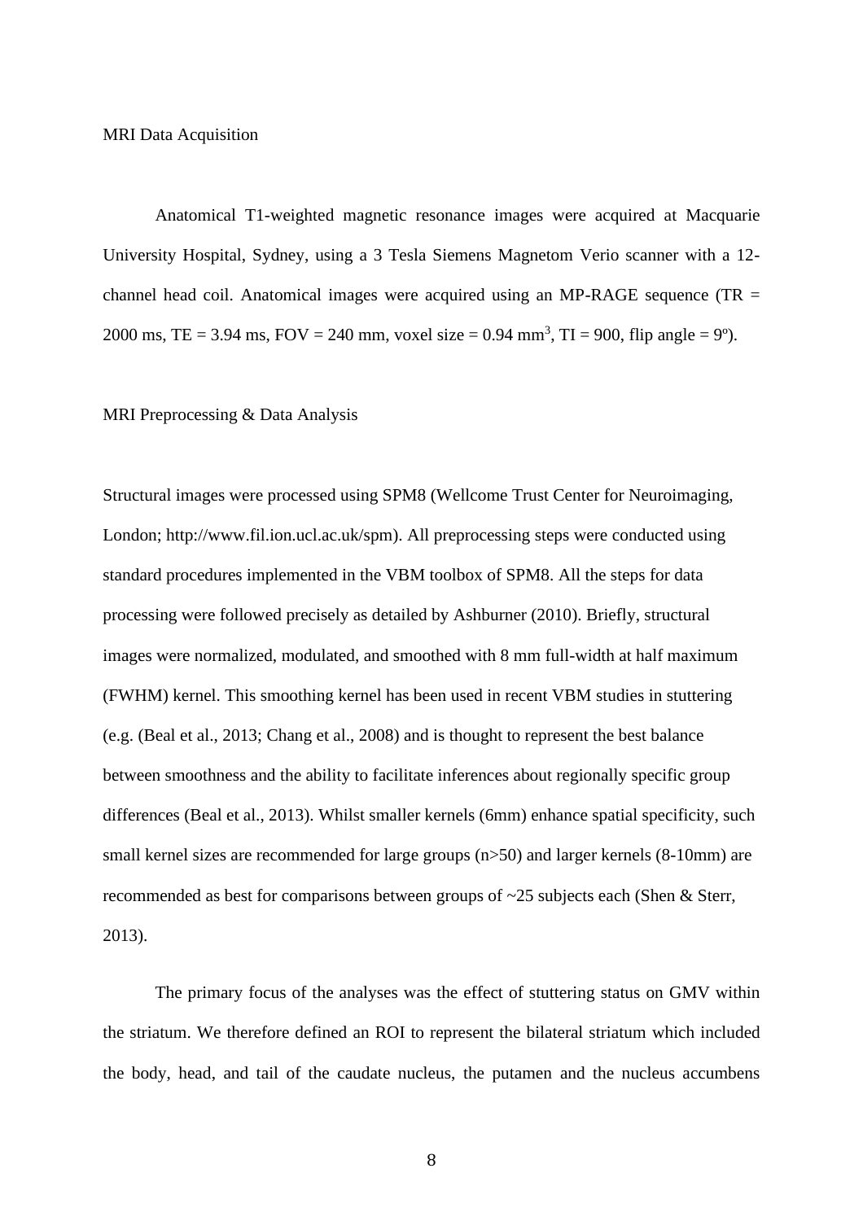## MRI Data Acquisition

Anatomical T1-weighted magnetic resonance images were acquired at Macquarie University Hospital, Sydney, using a 3 Tesla Siemens Magnetom Verio scanner with a 12-channel head coil. Anatomical images were acquired using an MP-RAGE sequence (TR = 2000 ms, TE = 3.94 ms, FOV = 240 mm, voxel size = 0.94 $mm^3$, TI = 900, flip angle = 9º).

## MRI Preprocessing & Data Analysis

Structural images were processed using SPM8 (Wellcome Trust Center for Neuroimaging, London; http://www.fil.ion.ucl.ac.uk/spm). All preprocessing steps were conducted using standard procedures implemented in the VBM toolbox of SPM8. All the steps for data processing were followed precisely as detailed by Ashburner (2010). Briefly, structural images were normalized, modulated, and smoothed with 8 mm full-width at half maximum (FWHM) kernel. This smoothing kernel has been used in recent VBM studies in stuttering (e.g. (Beal et al., 2013; Chang et al., 2008) and is thought to represent the best balance between smoothness and the ability to facilitate inferences about regionally specific group differences (Beal et al., 2013). Whilst smaller kernels (6mm) enhance spatial specificity, such small kernel sizes are recommended for large groups (n>50) and larger kernels (8-10mm) are recommended as best for comparisons between groups of ~25 subjects each (Shen & Sterr, 2013).

The primary focus of the analyses was the effect of stuttering status on GMV within the striatum. We therefore defined an ROI to represent the bilateral striatum which included the body, head, and tail of the caudate nucleus, the putamen and the nucleus accumbens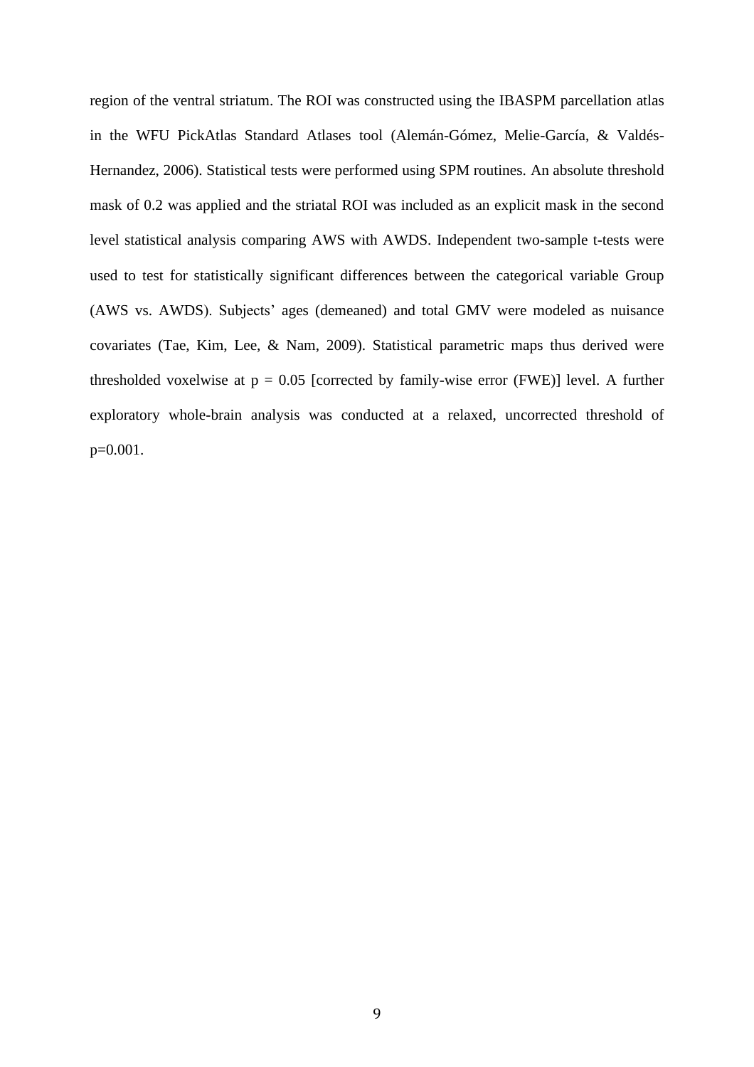region of the ventral striatum. The ROI was constructed using the IBASPM parcellation atlas in the WFU PickAtlas Standard Atlases tool (Alemán-Gómez, Melie-García, & Valdés-Hernandez, 2006). Statistical tests were performed using SPM routines. An absolute threshold mask of 0.2 was applied and the striatal ROI was included as an explicit mask in the second level statistical analysis comparing AWS with AWDS. Independent two-sample t-tests were used to test for statistically significant differences between the categorical variable Group (AWS vs. AWDS). Subjects' ages (demeaned) and total GMV were modeled as nuisance covariates (Tae, Kim, Lee, & Nam, 2009). Statistical parametric maps thus derived were thresholded voxelwise at $p = 0.05$ [corrected by family-wise error (FWE)] level. A further exploratory whole-brain analysis was conducted at a relaxed, uncorrected threshold of $p=0.001$.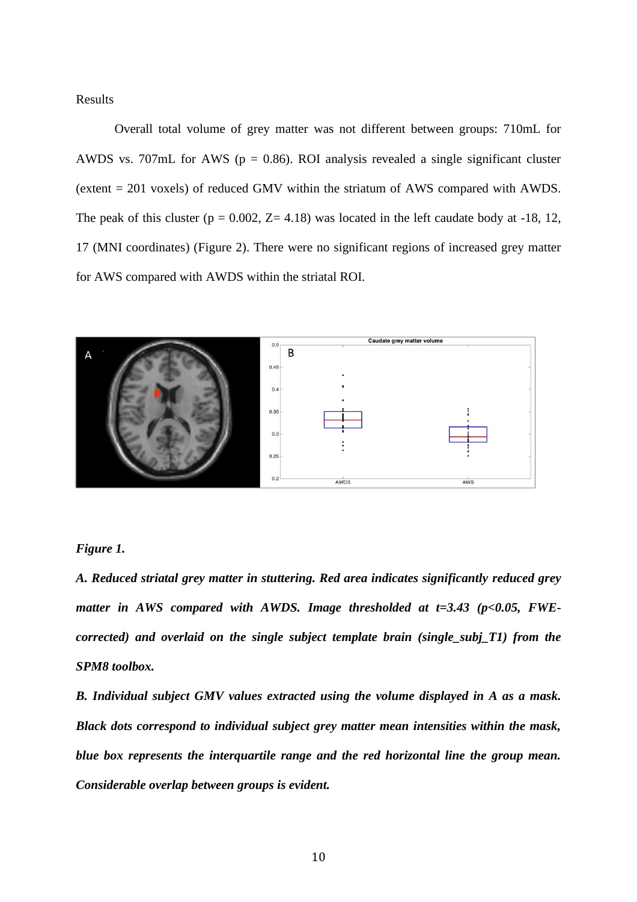Results

Overall total volume of grey matter was not different between groups: 710mL for AWDS vs. 707mL for AWS ($p = 0.86$). ROI analysis revealed a single significant cluster (extent = 201 voxels) of reduced GMV within the striatum of AWS compared with AWDS. The peak of this cluster ($p = 0.002$, $Z = 4.18$) was located in the left caudate body at -18, 12, 17 (MNI coordinates) (Figure 2). There were no significant regions of increased grey matter for AWS compared with AWDS within the striatal ROI.

***Figure 1.***

***A. Reduced striatal grey matter in stuttering. Red area indicates significantly reduced grey matter in AWS compared with AWDS. Image thresholded at t=3.43 (p<0.05, FWE-corrected) and overlaid on the single subject template brain (single_subj_T1) from the SPM8 toolbox.***

***B. Individual subject GMV values extracted using the volume displayed in A as a mask. Black dots correspond to individual subject grey matter mean intensities within the mask, blue box represents the interquartile range and the red horizontal line the group mean. Considerable overlap between groups is evident.***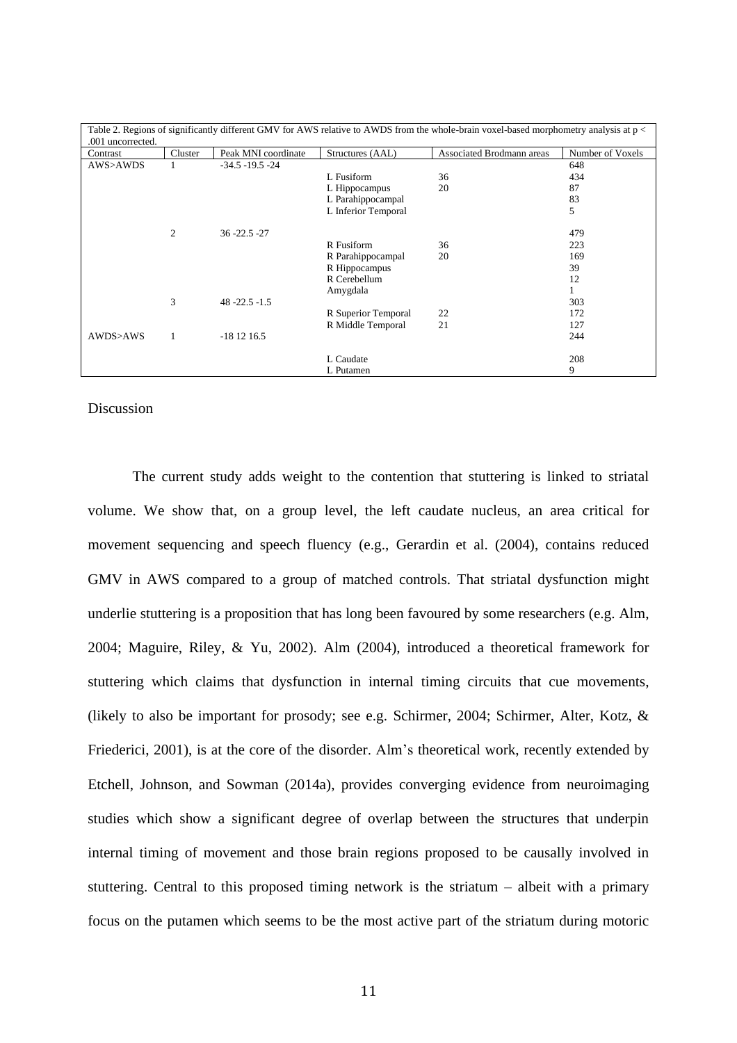Table 2. Regions of significantly different GMV for AWS relative to AWDS from the whole-brain voxel-based morphometry analysis at p < .001 uncorrected.

| Contrast | Cluster | Peak MNI coordinate | Structures (AAL) | Associated Brodmann areas | Number of Voxels |
|---|---|---|---|---|---|
| AWS>AWDS | 1 | -34.5 -19.5 -24 | | | 648 |
| | | | L Fusiform | 36 | 434 |
| | | | L Hippocampus | 20 | 87 |
| | | | L Parahippocampal | | 83 |
| | | | L Inferior Temporal | | 5 |
| | 2 | 36 -22.5 -27 | | | 479 |
| | | | R Fusiform | 36 | 223 |
| | | | R Parahippocampal | 20 | 169 |
| | | | R Hippocampus | | 39 |
| | | | R Cerebellum | | 12 |
| | | | Amygdala | | 1 |
| | 3 | 48 -22.5 -1.5 | | | 303 |
| | | | R Superior Temporal | 22 | 172 |
| | | | R Middle Temporal | 21 | 127 |
| AWDS>AWS | 1 | -18 12 16.5 | | | 244 |
| | | | L Caudate | | 208 |
| | | | L Putamen | | 9 |

Discussion

The current study adds weight to the contention that stuttering is linked to striatal volume. We show that, on a group level, the left caudate nucleus, an area critical for movement sequencing and speech fluency (e.g., Gerardin et al. (2004), contains reduced GMV in AWS compared to a group of matched controls. That striatal dysfunction might underlie stuttering is a proposition that has long been favoured by some researchers (e.g. Alm, 2004; Maguire, Riley, & Yu, 2002). Alm (2004), introduced a theoretical framework for stuttering which claims that dysfunction in internal timing circuits that cue movements, (likely to also be important for prosody; see e.g. Schirmer, 2004; Schirmer, Alter, Kotz, & Friederici, 2001), is at the core of the disorder. Alm's theoretical work, recently extended by Etchell, Johnson, and Sowman (2014a), provides converging evidence from neuroimaging studies which show a significant degree of overlap between the structures that underpin internal timing of movement and those brain regions proposed to be causally involved in stuttering. Central to this proposed timing network is the striatum – albeit with a primary focus on the putamen which seems to be the most active part of the striatum during motoric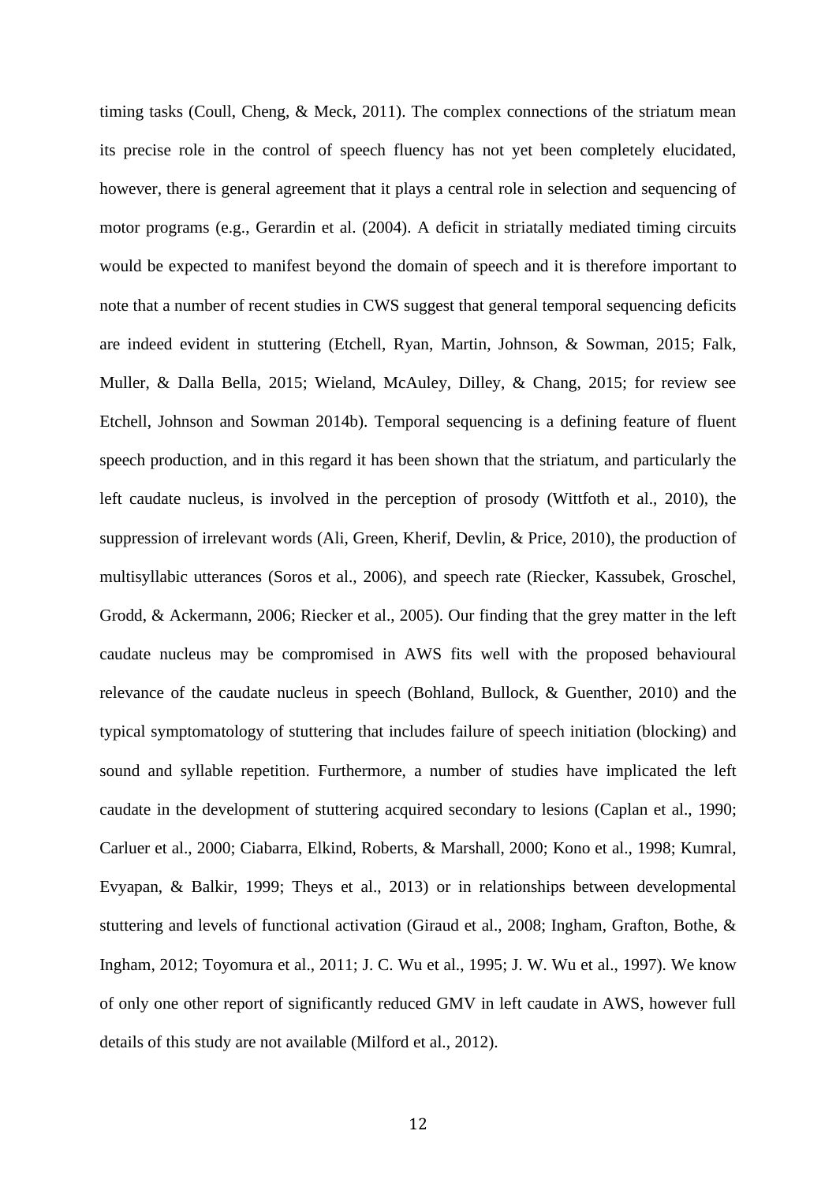timing tasks (Coull, Cheng, & Meck, 2011). The complex connections of the striatum mean its precise role in the control of speech fluency has not yet been completely elucidated, however, there is general agreement that it plays a central role in selection and sequencing of motor programs (e.g., Gerardin et al. (2004). A deficit in striatally mediated timing circuits would be expected to manifest beyond the domain of speech and it is therefore important to note that a number of recent studies in CWS suggest that general temporal sequencing deficits are indeed evident in stuttering (Etchell, Ryan, Martin, Johnson, & Sowman, 2015; Falk, Muller, & Dalla Bella, 2015; Wieland, McAuley, Dilley, & Chang, 2015; for review see Etchell, Johnson and Sowman 2014b). Temporal sequencing is a defining feature of fluent speech production, and in this regard it has been shown that the striatum, and particularly the left caudate nucleus, is involved in the perception of prosody (Wittfoth et al., 2010), the suppression of irrelevant words (Ali, Green, Kherif, Devlin, & Price, 2010), the production of multisyllabic utterances (Soros et al., 2006), and speech rate (Riecker, Kassubek, Groschel, Grodd, & Ackermann, 2006; Riecker et al., 2005). Our finding that the grey matter in the left caudate nucleus may be compromised in AWS fits well with the proposed behavioural relevance of the caudate nucleus in speech (Bohland, Bullock, & Guenther, 2010) and the typical symptomatology of stuttering that includes failure of speech initiation (blocking) and sound and syllable repetition. Furthermore, a number of studies have implicated the left caudate in the development of stuttering acquired secondary to lesions (Caplan et al., 1990; Carluer et al., 2000; Ciabarra, Elkind, Roberts, & Marshall, 2000; Kono et al., 1998; Kumral, Evyapan, & Balkir, 1999; Theys et al., 2013) or in relationships between developmental stuttering and levels of functional activation (Giraud et al., 2008; Ingham, Grafton, Bothe, & Ingham, 2012; Toyomura et al., 2011; J. C. Wu et al., 1995; J. W. Wu et al., 1997). We know of only one other report of significantly reduced GMV in left caudate in AWS, however full details of this study are not available (Milford et al., 2012).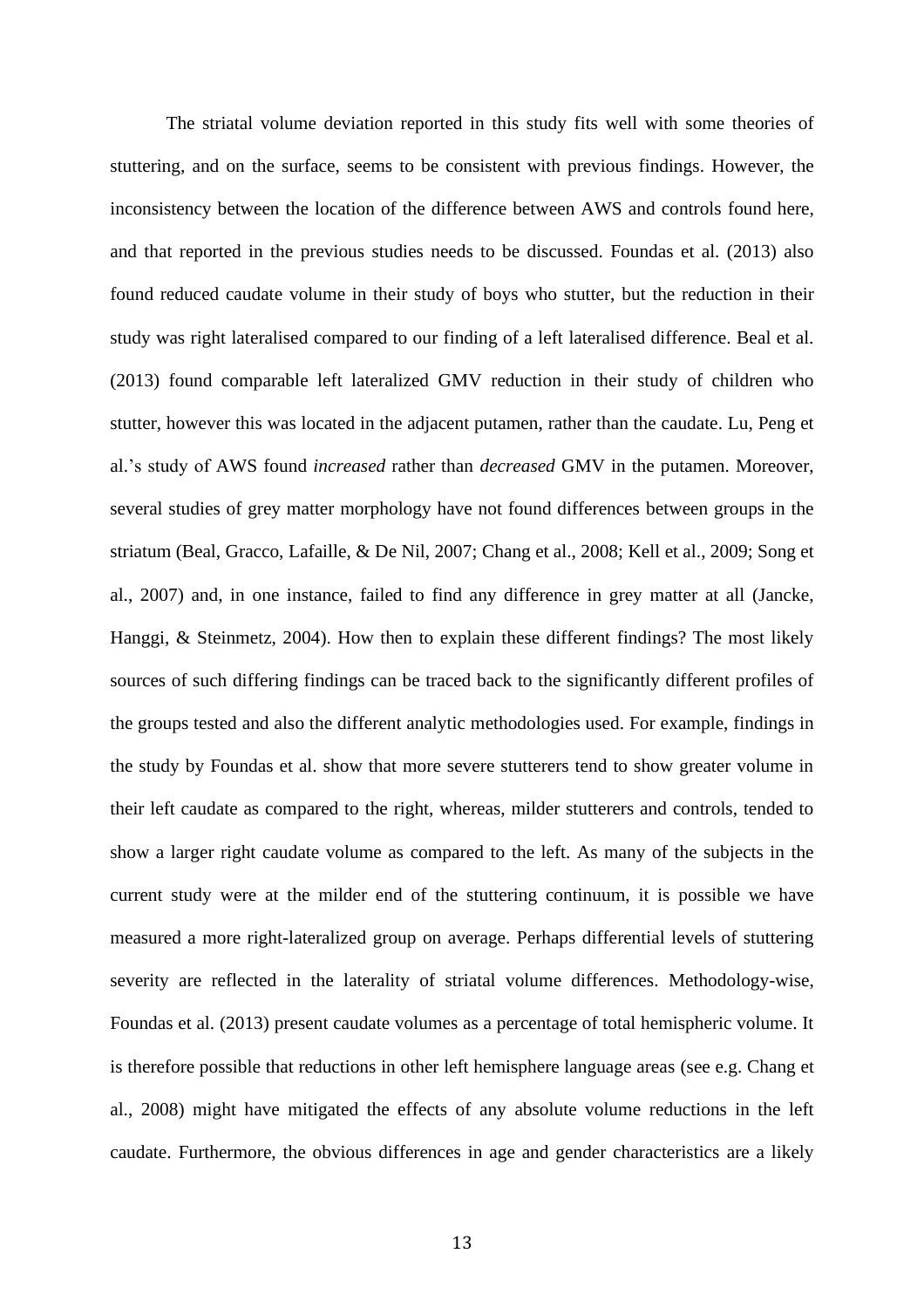The striatal volume deviation reported in this study fits well with some theories of stuttering, and on the surface, seems to be consistent with previous findings. However, the inconsistency between the location of the difference between AWS and controls found here, and that reported in the previous studies needs to be discussed. Foundas et al. (2013) also found reduced caudate volume in their study of boys who stutter, but the reduction in their study was right lateralised compared to our finding of a left lateralised difference. Beal et al. (2013) found comparable left lateralized GMV reduction in their study of children who stutter, however this was located in the adjacent putamen, rather than the caudate. Lu, Peng et al.'s study of AWS found *increased* rather than *decreased* GMV in the putamen. Moreover, several studies of grey matter morphology have not found differences between groups in the striatum (Beal, Gracco, Lafaille, & De Nil, 2007; Chang et al., 2008; Kell et al., 2009; Song et al., 2007) and, in one instance, failed to find any difference in grey matter at all (Jancke, Hanggi, & Steinmetz, 2004). How then to explain these different findings? The most likely sources of such differing findings can be traced back to the significantly different profiles of the groups tested and also the different analytic methodologies used. For example, findings in the study by Foundas et al. show that more severe stutterers tend to show greater volume in their left caudate as compared to the right, whereas, milder stutterers and controls, tended to show a larger right caudate volume as compared to the left. As many of the subjects in the current study were at the milder end of the stuttering continuum, it is possible we have measured a more right-lateralized group on average. Perhaps differential levels of stuttering severity are reflected in the laterality of striatal volume differences. Methodology-wise, Foundas et al. (2013) present caudate volumes as a percentage of total hemispheric volume. It is therefore possible that reductions in other left hemisphere language areas (see e.g. Chang et al., 2008) might have mitigated the effects of any absolute volume reductions in the left caudate. Furthermore, the obvious differences in age and gender characteristics are a likely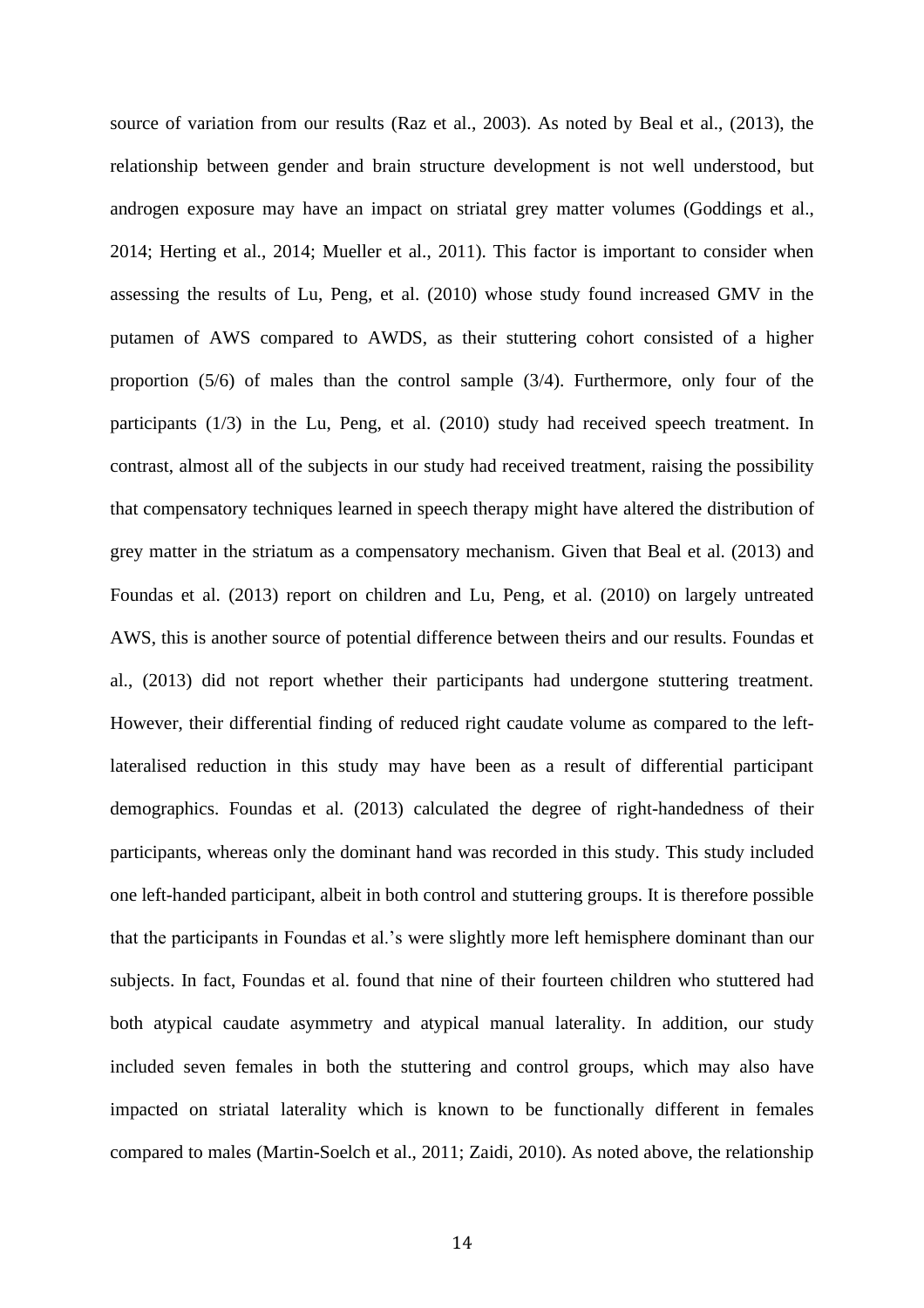source of variation from our results (Raz et al., 2003). As noted by Beal et al., (2013), the relationship between gender and brain structure development is not well understood, but androgen exposure may have an impact on striatal grey matter volumes (Goddings et al., 2014; Herting et al., 2014; Mueller et al., 2011). This factor is important to consider when assessing the results of Lu, Peng, et al. (2010) whose study found increased GMV in the putamen of AWS compared to AWDS, as their stuttering cohort consisted of a higher proportion (5/6) of males than the control sample (3/4). Furthermore, only four of the participants (1/3) in the Lu, Peng, et al. (2010) study had received speech treatment. In contrast, almost all of the subjects in our study had received treatment, raising the possibility that compensatory techniques learned in speech therapy might have altered the distribution of grey matter in the striatum as a compensatory mechanism. Given that Beal et al. (2013) and Foundas et al. (2013) report on children and Lu, Peng, et al. (2010) on largely untreated AWS, this is another source of potential difference between theirs and our results. Foundas et al., (2013) did not report whether their participants had undergone stuttering treatment. However, their differential finding of reduced right caudate volume as compared to the left-lateralised reduction in this study may have been as a result of differential participant demographics. Foundas et al. (2013) calculated the degree of right-handedness of their participants, whereas only the dominant hand was recorded in this study. This study included one left-handed participant, albeit in both control and stuttering groups. It is therefore possible that the participants in Foundas et al.'s were slightly more left hemisphere dominant than our subjects. In fact, Foundas et al. found that nine of their fourteen children who stuttered had both atypical caudate asymmetry and atypical manual laterality. In addition, our study included seven females in both the stuttering and control groups, which may also have impacted on striatal laterality which is known to be functionally different in females compared to males (Martin-Soelch et al., 2011; Zaidi, 2010). As noted above, the relationship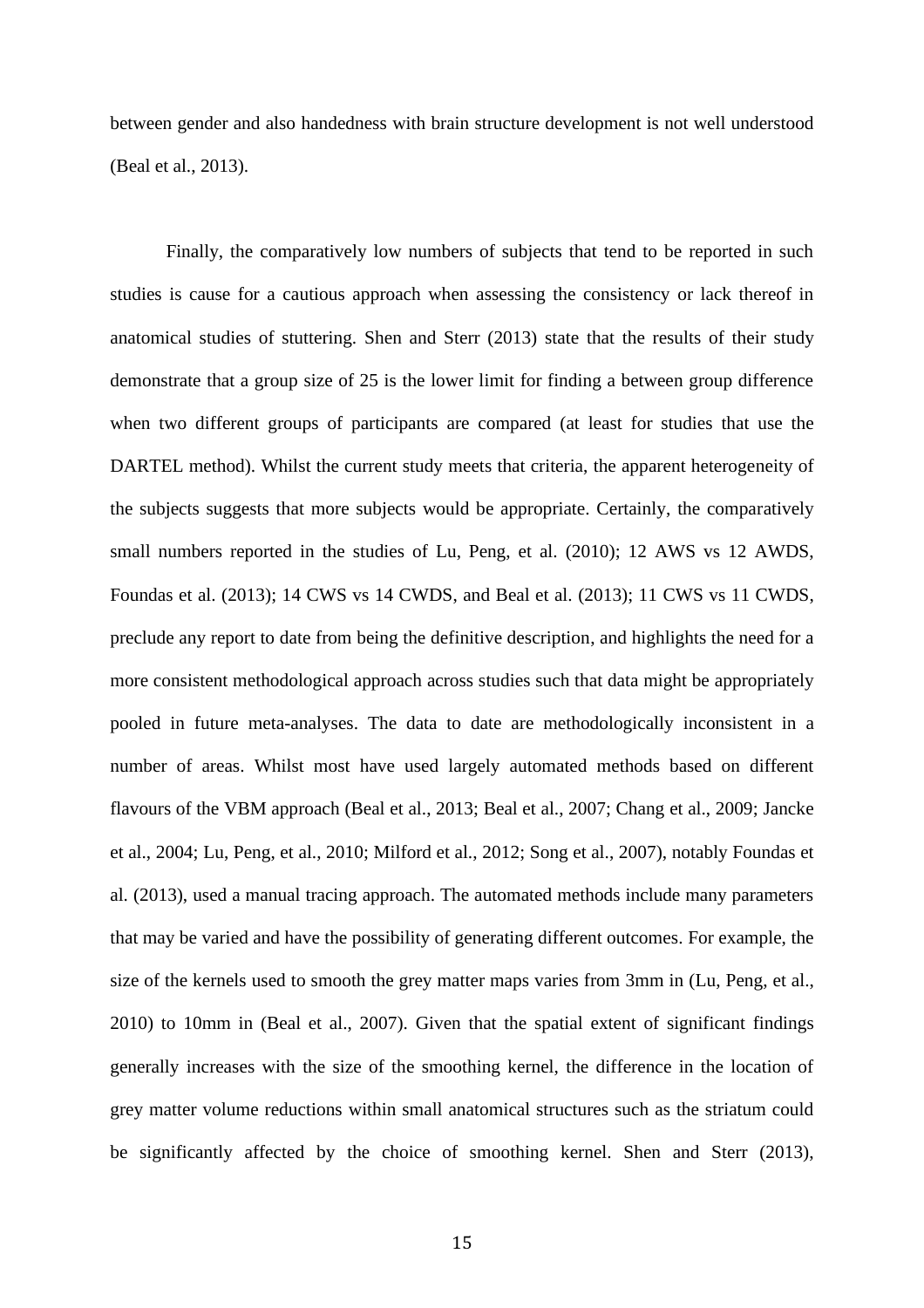between gender and also handedness with brain structure development is not well understood (Beal et al., 2013).

Finally, the comparatively low numbers of subjects that tend to be reported in such studies is cause for a cautious approach when assessing the consistency or lack thereof in anatomical studies of stuttering. Shen and Sterr (2013) state that the results of their study demonstrate that a group size of 25 is the lower limit for finding a between group difference when two different groups of participants are compared (at least for studies that use the DARTEL method). Whilst the current study meets that criteria, the apparent heterogeneity of the subjects suggests that more subjects would be appropriate. Certainly, the comparatively small numbers reported in the studies of Lu, Peng, et al. (2010); 12 AWS vs 12 AWDS, Foundas et al. (2013); 14 CWS vs 14 CWDS, and Beal et al. (2013); 11 CWS vs 11 CWDS, preclude any report to date from being the definitive description, and highlights the need for a more consistent methodological approach across studies such that data might be appropriately pooled in future meta-analyses. The data to date are methodologically inconsistent in a number of areas. Whilst most have used largely automated methods based on different flavours of the VBM approach (Beal et al., 2013; Beal et al., 2007; Chang et al., 2009; Jancke et al., 2004; Lu, Peng, et al., 2010; Milford et al., 2012; Song et al., 2007), notably Foundas et al. (2013), used a manual tracing approach. The automated methods include many parameters that may be varied and have the possibility of generating different outcomes. For example, the size of the kernels used to smooth the grey matter maps varies from 3mm in (Lu, Peng, et al., 2010) to 10mm in (Beal et al., 2007). Given that the spatial extent of significant findings generally increases with the size of the smoothing kernel, the difference in the location of grey matter volume reductions within small anatomical structures such as the striatum could be significantly affected by the choice of smoothing kernel. Shen and Sterr (2013),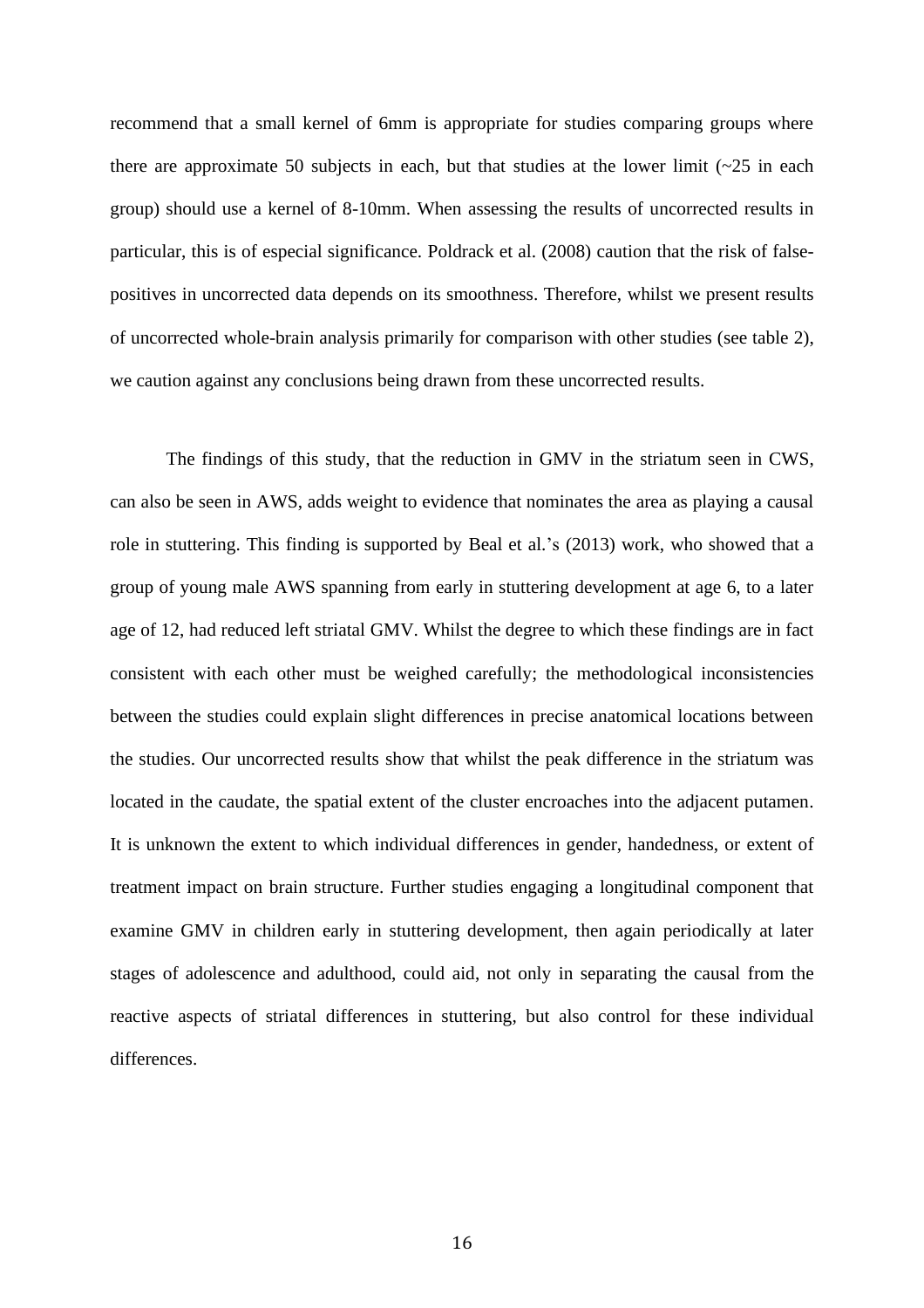recommend that a small kernel of 6mm is appropriate for studies comparing groups where there are approximate 50 subjects in each, but that studies at the lower limit (~25 in each group) should use a kernel of 8-10mm. When assessing the results of uncorrected results in particular, this is of especial significance. Poldrack et al. (2008) caution that the risk of false-positives in uncorrected data depends on its smoothness. Therefore, whilst we present results of uncorrected whole-brain analysis primarily for comparison with other studies (see table 2), we caution against any conclusions being drawn from these uncorrected results.

The findings of this study, that the reduction in GMV in the striatum seen in CWS, can also be seen in AWS, adds weight to evidence that nominates the area as playing a causal role in stuttering. This finding is supported by Beal et al.'s (2013) work, who showed that a group of young male AWS spanning from early in stuttering development at age 6, to a later age of 12, had reduced left striatal GMV. Whilst the degree to which these findings are in fact consistent with each other must be weighed carefully; the methodological inconsistencies between the studies could explain slight differences in precise anatomical locations between the studies. Our uncorrected results show that whilst the peak difference in the striatum was located in the caudate, the spatial extent of the cluster encroaches into the adjacent putamen. It is unknown the extent to which individual differences in gender, handedness, or extent of treatment impact on brain structure. Further studies engaging a longitudinal component that examine GMV in children early in stuttering development, then again periodically at later stages of adolescence and adulthood, could aid, not only in separating the causal from the reactive aspects of striatal differences in stuttering, but also control for these individual differences.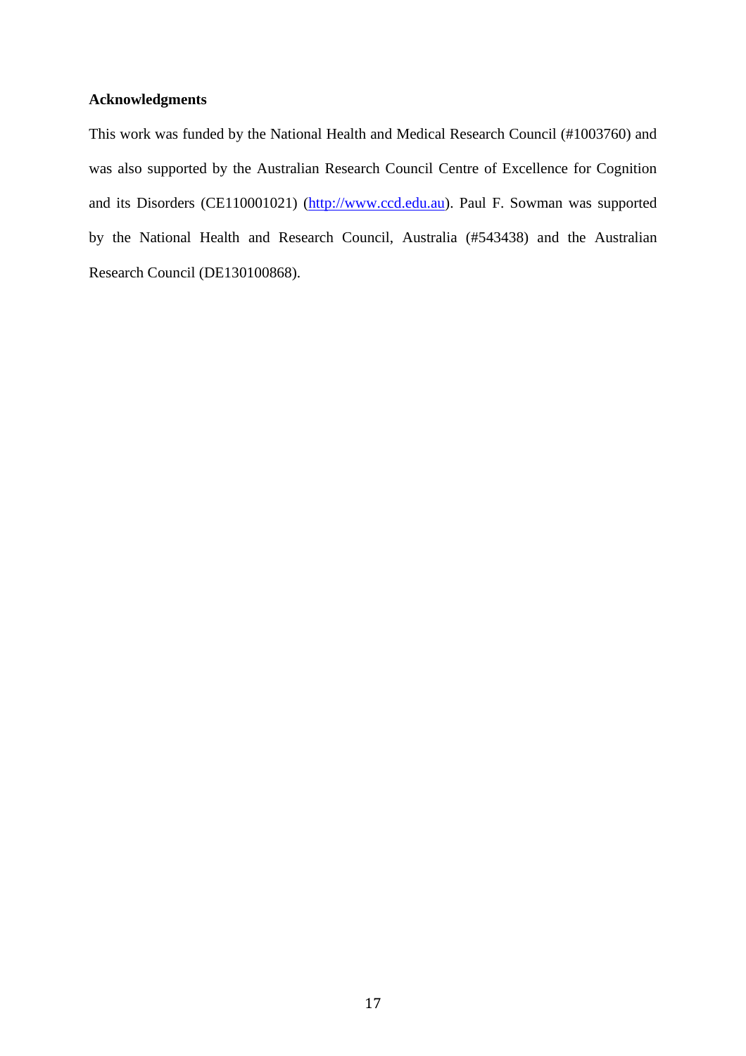**Acknowledgments**

This work was funded by the National Health and Medical Research Council (#1003760) and was also supported by the Australian Research Council Centre of Excellence for Cognition and its Disorders (CE110001021) (http://www.ccd.edu.au). Paul F. Sowman was supported by the National Health and Research Council, Australia (#543438) and the Australian Research Council (DE130100868).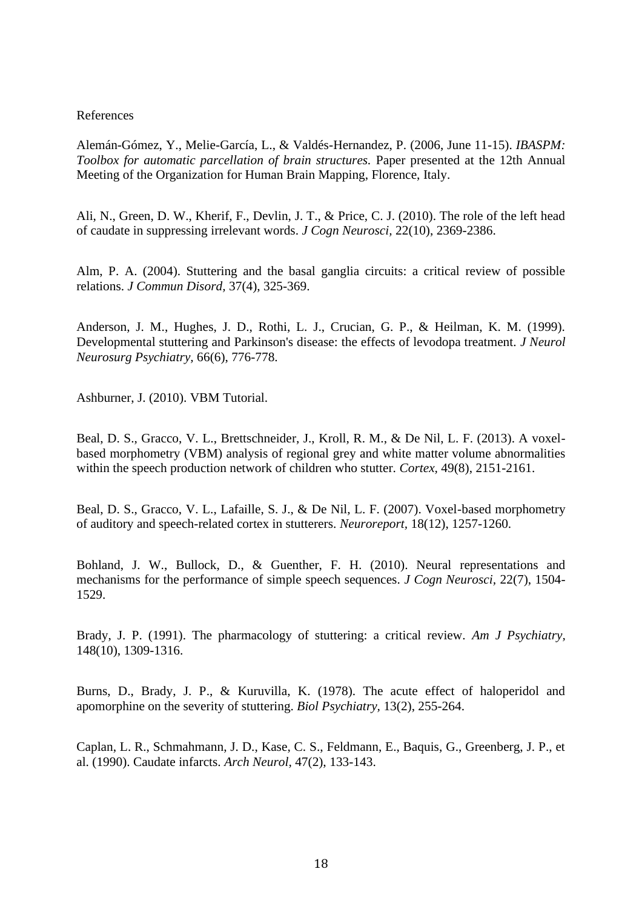References

Alemán-Gómez, Y., Melie-García, L., & Valdés-Hernandez, P. (2006, June 11-15). *IBASPM: Toolbox for automatic parcellation of brain structures.* Paper presented at the 12th Annual Meeting of the Organization for Human Brain Mapping, Florence, Italy.

Ali, N., Green, D. W., Kherif, F., Devlin, J. T., & Price, C. J. (2010). The role of the left head of caudate in suppressing irrelevant words. *J Cogn Neurosci,* 22(10), 2369-2386.

Alm, P. A. (2004). Stuttering and the basal ganglia circuits: a critical review of possible relations. *J Commun Disord,* 37(4), 325-369.

Anderson, J. M., Hughes, J. D., Rothi, L. J., Crucian, G. P., & Heilman, K. M. (1999). Developmental stuttering and Parkinson's disease: the effects of levodopa treatment. *J Neurol Neurosurg Psychiatry,* 66(6), 776-778.

Ashburner, J. (2010). VBM Tutorial.

Beal, D. S., Gracco, V. L., Brettschneider, J., Kroll, R. M., & De Nil, L. F. (2013). A voxel-based morphometry (VBM) analysis of regional grey and white matter volume abnormalities within the speech production network of children who stutter. *Cortex,* 49(8), 2151-2161.

Beal, D. S., Gracco, V. L., Lafaille, S. J., & De Nil, L. F. (2007). Voxel-based morphometry of auditory and speech-related cortex in stutterers. *Neuroreport,* 18(12), 1257-1260.

Bohland, J. W., Bullock, D., & Guenther, F. H. (2010). Neural representations and mechanisms for the performance of simple speech sequences. *J Cogn Neurosci,* 22(7), 1504-1529.

Brady, J. P. (1991). The pharmacology of stuttering: a critical review. *Am J Psychiatry,* 148(10), 1309-1316.

Burns, D., Brady, J. P., & Kuruvilla, K. (1978). The acute effect of haloperidol and apomorphine on the severity of stuttering. *Biol Psychiatry,* 13(2), 255-264.

Caplan, L. R., Schmahmann, J. D., Kase, C. S., Feldmann, E., Baquis, G., Greenberg, J. P., et al. (1990). Caudate infarcts. *Arch Neurol,* 47(2), 133-143.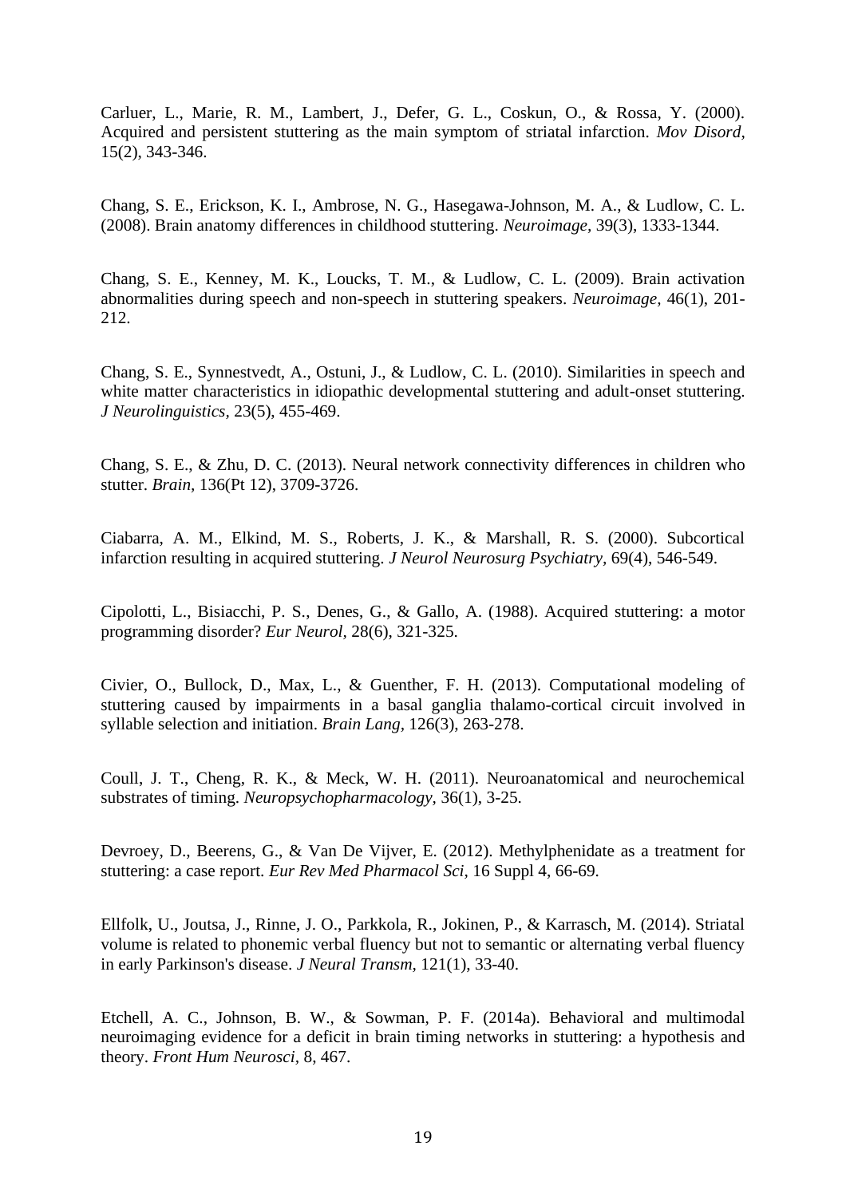Carluer, L., Marie, R. M., Lambert, J., Defer, G. L., Coskun, O., & Rossa, Y. (2000). Acquired and persistent stuttering as the main symptom of striatal infarction. *Mov Disord*, 15(2), 343-346.

Chang, S. E., Erickson, K. I., Ambrose, N. G., Hasegawa-Johnson, M. A., & Ludlow, C. L. (2008). Brain anatomy differences in childhood stuttering. *Neuroimage*, 39(3), 1333-1344.

Chang, S. E., Kenney, M. K., Loucks, T. M., & Ludlow, C. L. (2009). Brain activation abnormalities during speech and non-speech in stuttering speakers. *Neuroimage*, 46(1), 201-212.

Chang, S. E., Synnestvedt, A., Ostuni, J., & Ludlow, C. L. (2010). Similarities in speech and white matter characteristics in idiopathic developmental stuttering and adult-onset stuttering. *J Neurolinguistics*, 23(5), 455-469.

Chang, S. E., & Zhu, D. C. (2013). Neural network connectivity differences in children who stutter. *Brain*, 136(Pt 12), 3709-3726.

Ciabarra, A. M., Elkind, M. S., Roberts, J. K., & Marshall, R. S. (2000). Subcortical infarction resulting in acquired stuttering. *J Neurol Neurosurg Psychiatry*, 69(4), 546-549.

Cipolotti, L., Bisiacchi, P. S., Denes, G., & Gallo, A. (1988). Acquired stuttering: a motor programming disorder? *Eur Neurol*, 28(6), 321-325.

Civier, O., Bullock, D., Max, L., & Guenther, F. H. (2013). Computational modeling of stuttering caused by impairments in a basal ganglia thalamo-cortical circuit involved in syllable selection and initiation. *Brain Lang*, 126(3), 263-278.

Coull, J. T., Cheng, R. K., & Meck, W. H. (2011). Neuroanatomical and neurochemical substrates of timing. *Neuropsychopharmacology*, 36(1), 3-25.

Devroey, D., Beerens, G., & Van De Vijver, E. (2012). Methylphenidate as a treatment for stuttering: a case report. *Eur Rev Med Pharmacol Sci*, 16 Suppl 4, 66-69.

Ellfolk, U., Joutsa, J., Rinne, J. O., Parkkola, R., Jokinen, P., & Karrasch, M. (2014). Striatal volume is related to phonemic verbal fluency but not to semantic or alternating verbal fluency in early Parkinson's disease. *J Neural Transm*, 121(1), 33-40.

Etchell, A. C., Johnson, B. W., & Sowman, P. F. (2014a). Behavioral and multimodal neuroimaging evidence for a deficit in brain timing networks in stuttering: a hypothesis and theory. *Front Hum Neurosci*, 8, 467.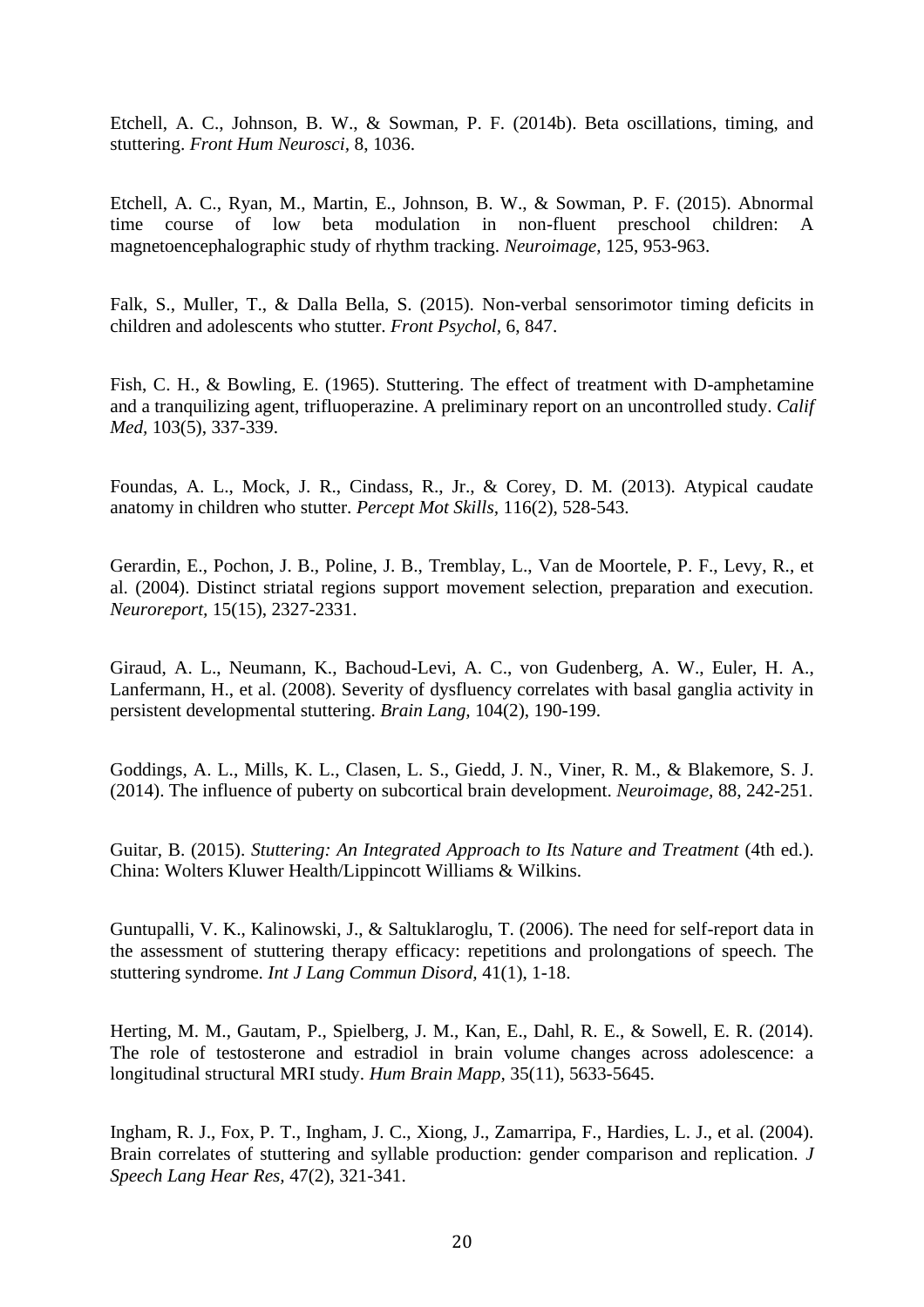Etchell, A. C., Johnson, B. W., & Sowman, P. F. (2014b). Beta oscillations, timing, and stuttering. *Front Hum Neurosci,* 8, 1036.

Etchell, A. C., Ryan, M., Martin, E., Johnson, B. W., & Sowman, P. F. (2015). Abnormal time course of low beta modulation in non-fluent preschool children: A magnetoencephalographic study of rhythm tracking. *Neuroimage,* 125, 953-963.

Falk, S., Muller, T., & Dalla Bella, S. (2015). Non-verbal sensorimotor timing deficits in children and adolescents who stutter. *Front Psychol,* 6, 847.

Fish, C. H., & Bowling, E. (1965). Stuttering. The effect of treatment with D-amphetamine and a tranquilizing agent, trifluoperazine. A preliminary report on an uncontrolled study. *Calif Med,* 103(5), 337-339.

Foundas, A. L., Mock, J. R., Cindass, R., Jr., & Corey, D. M. (2013). Atypical caudate anatomy in children who stutter. *Percept Mot Skills,* 116(2), 528-543.

Gerardin, E., Pochon, J. B., Poline, J. B., Tremblay, L., Van de Moortele, P. F., Levy, R., et al. (2004). Distinct striatal regions support movement selection, preparation and execution. *Neuroreport,* 15(15), 2327-2331.

Giraud, A. L., Neumann, K., Bachoud-Levi, A. C., von Gudenberg, A. W., Euler, H. A., Lanfermann, H., et al. (2008). Severity of dysfluency correlates with basal ganglia activity in persistent developmental stuttering. *Brain Lang,* 104(2), 190-199.

Goddings, A. L., Mills, K. L., Clasen, L. S., Giedd, J. N., Viner, R. M., & Blakemore, S. J. (2014). The influence of puberty on subcortical brain development. *Neuroimage,* 88, 242-251.

Guitar, B. (2015). *Stuttering: An Integrated Approach to Its Nature and Treatment* (4th ed.). China: Wolters Kluwer Health/Lippincott Williams & Wilkins.

Guntupalli, V. K., Kalinowski, J., & Saltuklaroglu, T. (2006). The need for self-report data in the assessment of stuttering therapy efficacy: repetitions and prolongations of speech. The stuttering syndrome. *Int J Lang Commun Disord,* 41(1), 1-18.

Herting, M. M., Gautam, P., Spielberg, J. M., Kan, E., Dahl, R. E., & Sowell, E. R. (2014). The role of testosterone and estradiol in brain volume changes across adolescence: a longitudinal structural MRI study. *Hum Brain Mapp,* 35(11), 5633-5645.

Ingham, R. J., Fox, P. T., Ingham, J. C., Xiong, J., Zamarripa, F., Hardies, L. J., et al. (2004). Brain correlates of stuttering and syllable production: gender comparison and replication. *J Speech Lang Hear Res,* 47(2), 321-341.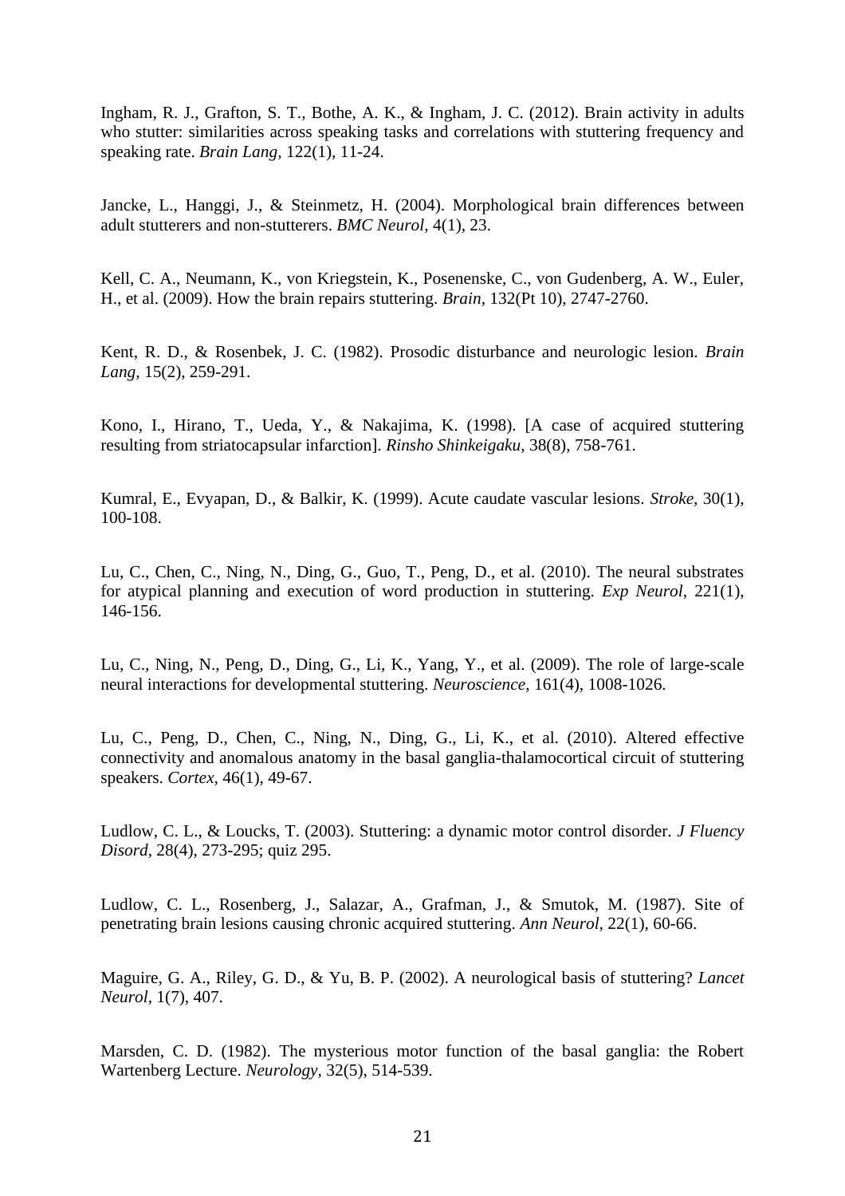Ingham, R. J., Grafton, S. T., Bothe, A. K., & Ingham, J. C. (2012). Brain activity in adults who stutter: similarities across speaking tasks and correlations with stuttering frequency and speaking rate. *Brain Lang*, 122(1), 11-24.

Jancke, L., Hanggi, J., & Steinmetz, H. (2004). Morphological brain differences between adult stutterers and non-stutterers. *BMC Neurol*, 4(1), 23.

Kell, C. A., Neumann, K., von Kriegstein, K., Posenenske, C., von Gudenberg, A. W., Euler, H., et al. (2009). How the brain repairs stuttering. *Brain*, 132(Pt 10), 2747-2760.

Kent, R. D., & Rosenbek, J. C. (1982). Prosodic disturbance and neurologic lesion. *Brain Lang*, 15(2), 259-291.

Kono, I., Hirano, T., Ueda, Y., & Nakajima, K. (1998). [A case of acquired stuttering resulting from striatocapsular infarction]. *Rinsho Shinkeigaku*, 38(8), 758-761.

Kumral, E., Evyapan, D., & Balkir, K. (1999). Acute caudate vascular lesions. *Stroke*, 30(1), 100-108.

Lu, C., Chen, C., Ning, N., Ding, G., Guo, T., Peng, D., et al. (2010). The neural substrates for atypical planning and execution of word production in stuttering. *Exp Neurol*, 221(1), 146-156.

Lu, C., Ning, N., Peng, D., Ding, G., Li, K., Yang, Y., et al. (2009). The role of large-scale neural interactions for developmental stuttering. *Neuroscience*, 161(4), 1008-1026.

Lu, C., Peng, D., Chen, C., Ning, N., Ding, G., Li, K., et al. (2010). Altered effective connectivity and anomalous anatomy in the basal ganglia-thalamocortical circuit of stuttering speakers. *Cortex*, 46(1), 49-67.

Ludlow, C. L., & Loucks, T. (2003). Stuttering: a dynamic motor control disorder. *J Fluency Disord*, 28(4), 273-295; quiz 295.

Ludlow, C. L., Rosenberg, J., Salazar, A., Grafman, J., & Smutok, M. (1987). Site of penetrating brain lesions causing chronic acquired stuttering. *Ann Neurol*, 22(1), 60-66.

Maguire, G. A., Riley, G. D., & Yu, B. P. (2002). A neurological basis of stuttering? *Lancet Neurol*, 1(7), 407.

Marsden, C. D. (1982). The mysterious motor function of the basal ganglia: the Robert Wartenberg Lecture. *Neurology*, 32(5), 514-539.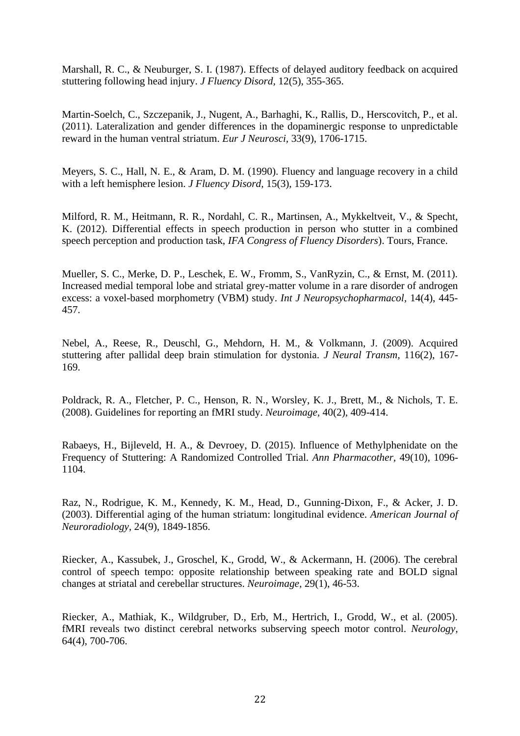Marshall, R. C., & Neuburger, S. I. (1987). Effects of delayed auditory feedback on acquired stuttering following head injury. *J Fluency Disord,* 12(5), 355-365.

Martin-Soelch, C., Szczepanik, J., Nugent, A., Barhaghi, K., Rallis, D., Herscovitch, P., et al. (2011). Lateralization and gender differences in the dopaminergic response to unpredictable reward in the human ventral striatum. *Eur J Neurosci,* 33(9), 1706-1715.

Meyers, S. C., Hall, N. E., & Aram, D. M. (1990). Fluency and language recovery in a child with a left hemisphere lesion. *J Fluency Disord,* 15(3), 159-173.

Milford, R. M., Heitmann, R. R., Nordahl, C. R., Martinsen, A., Mykkeltveit, V., & Specht, K. (2012). Differential effects in speech production in person who stutter in a combined speech perception and production task, *IFA Congress of Fluency Disorders*). Tours, France.

Mueller, S. C., Merke, D. P., Leschek, E. W., Fromm, S., VanRyzin, C., & Ernst, M. (2011). Increased medial temporal lobe and striatal grey-matter volume in a rare disorder of androgen excess: a voxel-based morphometry (VBM) study. *Int J Neuropsychopharmacol,* 14(4), 445-457.

Nebel, A., Reese, R., Deuschl, G., Mehdorn, H. M., & Volkmann, J. (2009). Acquired stuttering after pallidal deep brain stimulation for dystonia. *J Neural Transm,* 116(2), 167-169.

Poldrack, R. A., Fletcher, P. C., Henson, R. N., Worsley, K. J., Brett, M., & Nichols, T. E. (2008). Guidelines for reporting an fMRI study. *Neuroimage,* 40(2), 409-414.

Rabaeys, H., Bijleveld, H. A., & Devroey, D. (2015). Influence of Methylphenidate on the Frequency of Stuttering: A Randomized Controlled Trial. *Ann Pharmacother,* 49(10), 1096-1104.

Raz, N., Rodrigue, K. M., Kennedy, K. M., Head, D., Gunning-Dixon, F., & Acker, J. D. (2003). Differential aging of the human striatum: longitudinal evidence. *American Journal of Neuroradiology,* 24(9), 1849-1856.

Riecker, A., Kassubek, J., Groschel, K., Grodd, W., & Ackermann, H. (2006). The cerebral control of speech tempo: opposite relationship between speaking rate and BOLD signal changes at striatal and cerebellar structures. *Neuroimage,* 29(1), 46-53.

Riecker, A., Mathiak, K., Wildgruber, D., Erb, M., Hertrich, I., Grodd, W., et al. (2005). fMRI reveals two distinct cerebral networks subserving speech motor control. *Neurology,* 64(4), 700-706.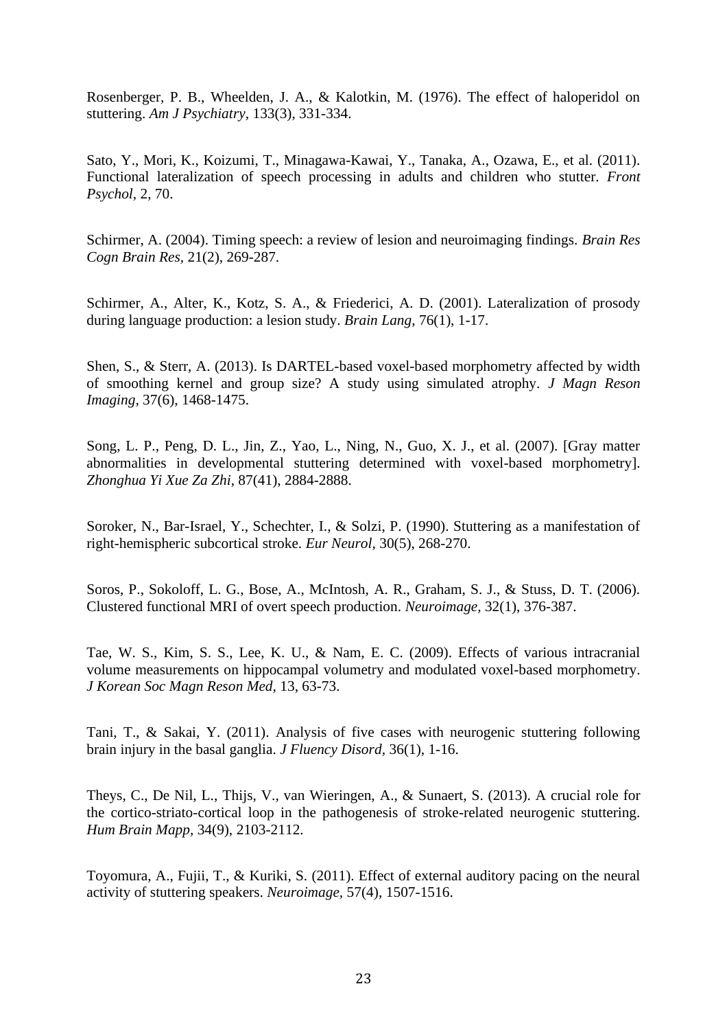Rosenberger, P. B., Wheelden, J. A., & Kalotkin, M. (1976). The effect of haloperidol on stuttering. *Am J Psychiatry,* 133(3), 331-334.

Sato, Y., Mori, K., Koizumi, T., Minagawa-Kawai, Y., Tanaka, A., Ozawa, E., et al. (2011). Functional lateralization of speech processing in adults and children who stutter. *Front Psychol,* 2, 70.

Schirmer, A. (2004). Timing speech: a review of lesion and neuroimaging findings. *Brain Res Cogn Brain Res,* 21(2), 269-287.

Schirmer, A., Alter, K., Kotz, S. A., & Friederici, A. D. (2001). Lateralization of prosody during language production: a lesion study. *Brain Lang,* 76(1), 1-17.

Shen, S., & Sterr, A. (2013). Is DARTEL-based voxel-based morphometry affected by width of smoothing kernel and group size? A study using simulated atrophy. *J Magn Reson Imaging,* 37(6), 1468-1475.

Song, L. P., Peng, D. L., Jin, Z., Yao, L., Ning, N., Guo, X. J., et al. (2007). [Gray matter abnormalities in developmental stuttering determined with voxel-based morphometry]. *Zhonghua Yi Xue Za Zhi,* 87(41), 2884-2888.

Soroker, N., Bar-Israel, Y., Schechter, I., & Solzi, P. (1990). Stuttering as a manifestation of right-hemispheric subcortical stroke. *Eur Neurol,* 30(5), 268-270.

Soros, P., Sokoloff, L. G., Bose, A., McIntosh, A. R., Graham, S. J., & Stuss, D. T. (2006). Clustered functional MRI of overt speech production. *Neuroimage,* 32(1), 376-387.

Tae, W. S., Kim, S. S., Lee, K. U., & Nam, E. C. (2009). Effects of various intracranial volume measurements on hippocampal volumetry and modulated voxel-based morphometry. *J Korean Soc Magn Reson Med,* 13, 63-73.

Tani, T., & Sakai, Y. (2011). Analysis of five cases with neurogenic stuttering following brain injury in the basal ganglia. *J Fluency Disord,* 36(1), 1-16.

Theys, C., De Nil, L., Thijs, V., van Wieringen, A., & Sunaert, S. (2013). A crucial role for the cortico-striato-cortical loop in the pathogenesis of stroke-related neurogenic stuttering. *Hum Brain Mapp,* 34(9), 2103-2112.

Toyomura, A., Fujii, T., & Kuriki, S. (2011). Effect of external auditory pacing on the neural activity of stuttering speakers. *Neuroimage,* 57(4), 1507-1516.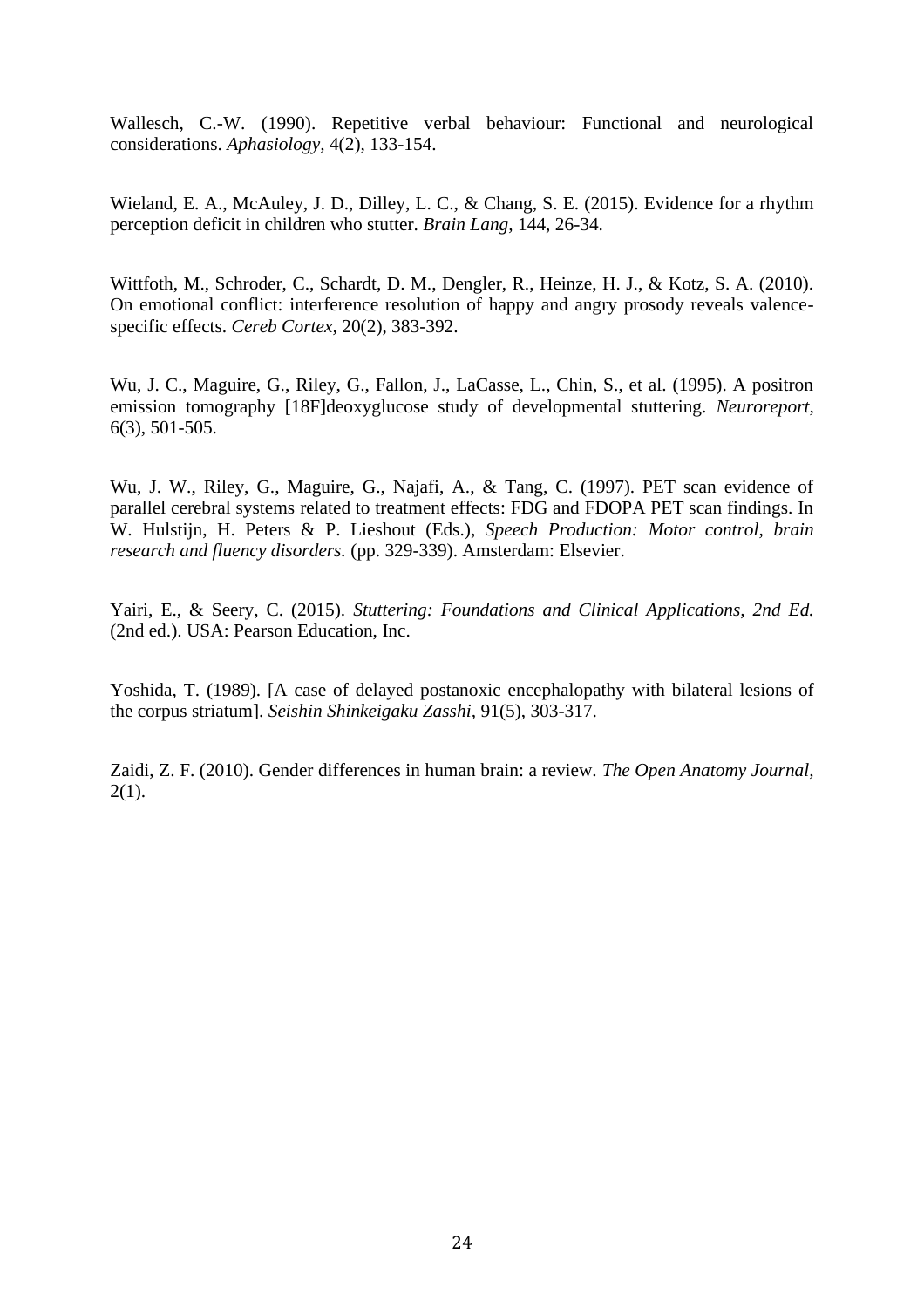Wallesch, C.-W. (1990). Repetitive verbal behaviour: Functional and neurological considerations. *Aphasiology,* 4(2), 133-154.

Wieland, E. A., McAuley, J. D., Dilley, L. C., & Chang, S. E. (2015). Evidence for a rhythm perception deficit in children who stutter. *Brain Lang,* 144, 26-34.

Wittfoth, M., Schroder, C., Schardt, D. M., Dengler, R., Heinze, H. J., & Kotz, S. A. (2010). On emotional conflict: interference resolution of happy and angry prosody reveals valence-specific effects. *Cereb Cortex,* 20(2), 383-392.

Wu, J. C., Maguire, G., Riley, G., Fallon, J., LaCasse, L., Chin, S., et al. (1995). A positron emission tomography [18F]deoxyglucose study of developmental stuttering. *Neuroreport,* 6(3), 501-505.

Wu, J. W., Riley, G., Maguire, G., Najafi, A., & Tang, C. (1997). PET scan evidence of parallel cerebral systems related to treatment effects: FDG and FDOPA PET scan findings. In W. Hulstijn, H. Peters & P. Lieshout (Eds.), *Speech Production: Motor control, brain research and fluency disorders.* (pp. 329-339). Amsterdam: Elsevier.

Yairi, E., & Seery, C. (2015). *Stuttering: Foundations and Clinical Applications, 2nd Ed.* (2nd ed.). USA: Pearson Education, Inc.

Yoshida, T. (1989). [A case of delayed postanoxic encephalopathy with bilateral lesions of the corpus striatum]. *Seishin Shinkeigaku Zasshi,* 91(5), 303-317.

Zaidi, Z. F. (2010). Gender differences in human brain: a review. *The Open Anatomy Journal,* 2(1).